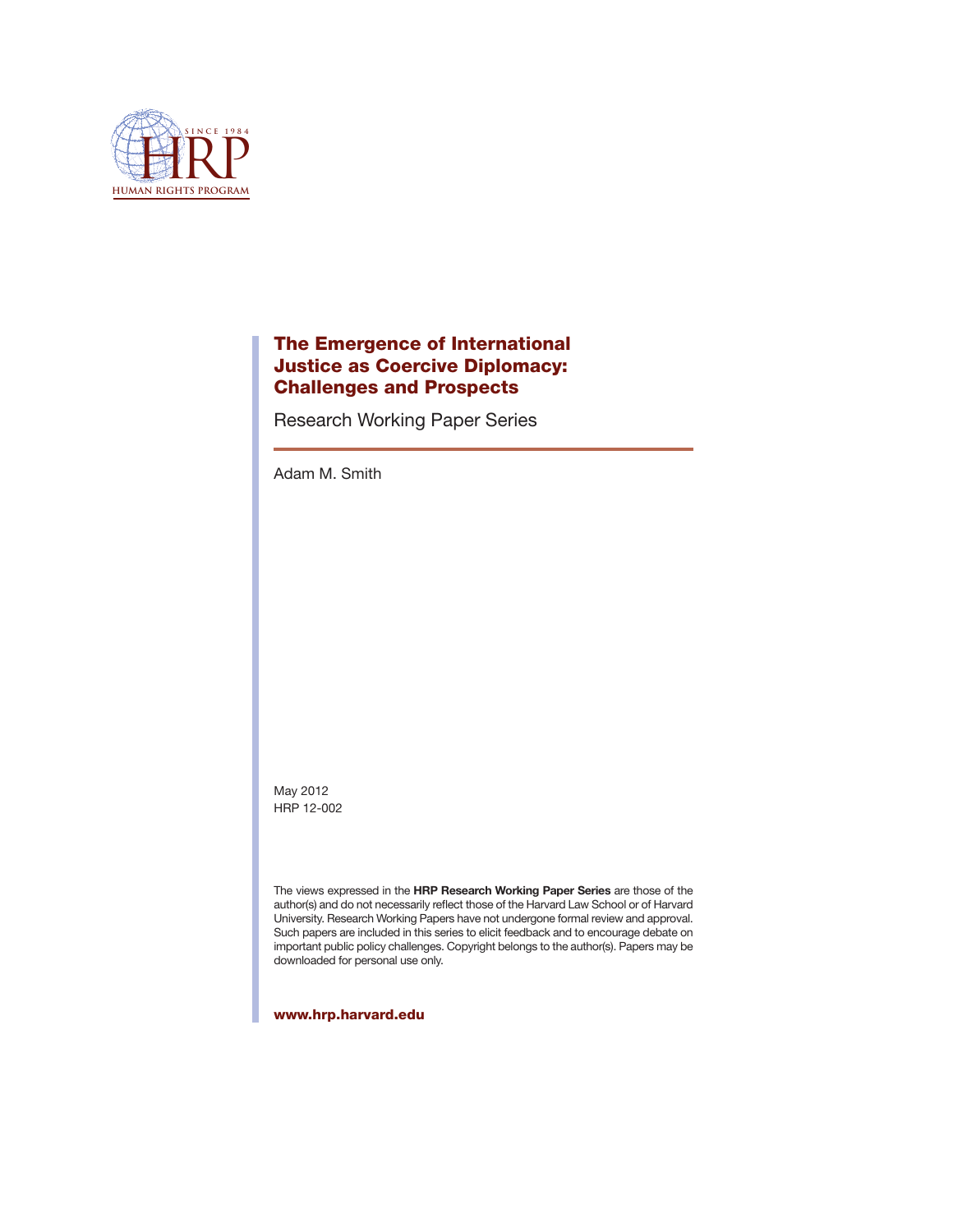HRP
SINCE 1984
HUMAN RIGHTS PROGRAM

# The Emergence of International Justice as Coercive Diplomacy: Challenges and Prospects

Research Working Paper Series

Adam M. Smith

May 2012
HRP 12-002

The views expressed in the **HRP Research Working Paper Series** are those of the author(s) and do not necessarily reflect those of the Harvard Law School or of Harvard University. Research Working Papers have not undergone formal review and approval. Such papers are included in this series to elicit feedback and to encourage debate on important public policy challenges. Copyright belongs to the author(s). Papers may be downloaded for personal use only.

**www.hrp.harvard.edu**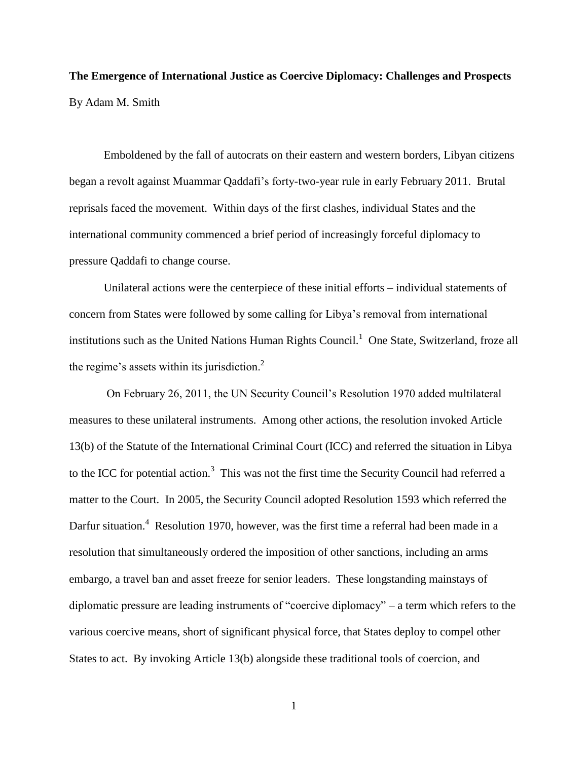**The Emergence of International Justice as Coercive Diplomacy: Challenges and Prospects**

By Adam M. Smith

Emboldened by the fall of autocrats on their eastern and western borders, Libyan citizens began a revolt against Muammar Qaddafi's forty-two-year rule in early February 2011. Brutal reprisals faced the movement. Within days of the first clashes, individual States and the international community commenced a brief period of increasingly forceful diplomacy to pressure Qaddafi to change course.

Unilateral actions were the centerpiece of these initial efforts – individual statements of concern from States were followed by some calling for Libya's removal from international institutions such as the United Nations Human Rights Council.[1] One State, Switzerland, froze all the regime's assets within its jurisdiction.[2]

On February 26, 2011, the UN Security Council's Resolution 1970 added multilateral measures to these unilateral instruments. Among other actions, the resolution invoked Article 13(b) of the Statute of the International Criminal Court (ICC) and referred the situation in Libya to the ICC for potential action.[3] This was not the first time the Security Council had referred a matter to the Court. In 2005, the Security Council adopted Resolution 1593 which referred the Darfur situation.[4] Resolution 1970, however, was the first time a referral had been made in a resolution that simultaneously ordered the imposition of other sanctions, including an arms embargo, a travel ban and asset freeze for senior leaders. These longstanding mainstays of diplomatic pressure are leading instruments of "coercive diplomacy" – a term which refers to the various coercive means, short of significant physical force, that States deploy to compel other States to act. By invoking Article 13(b) alongside these traditional tools of coercion, and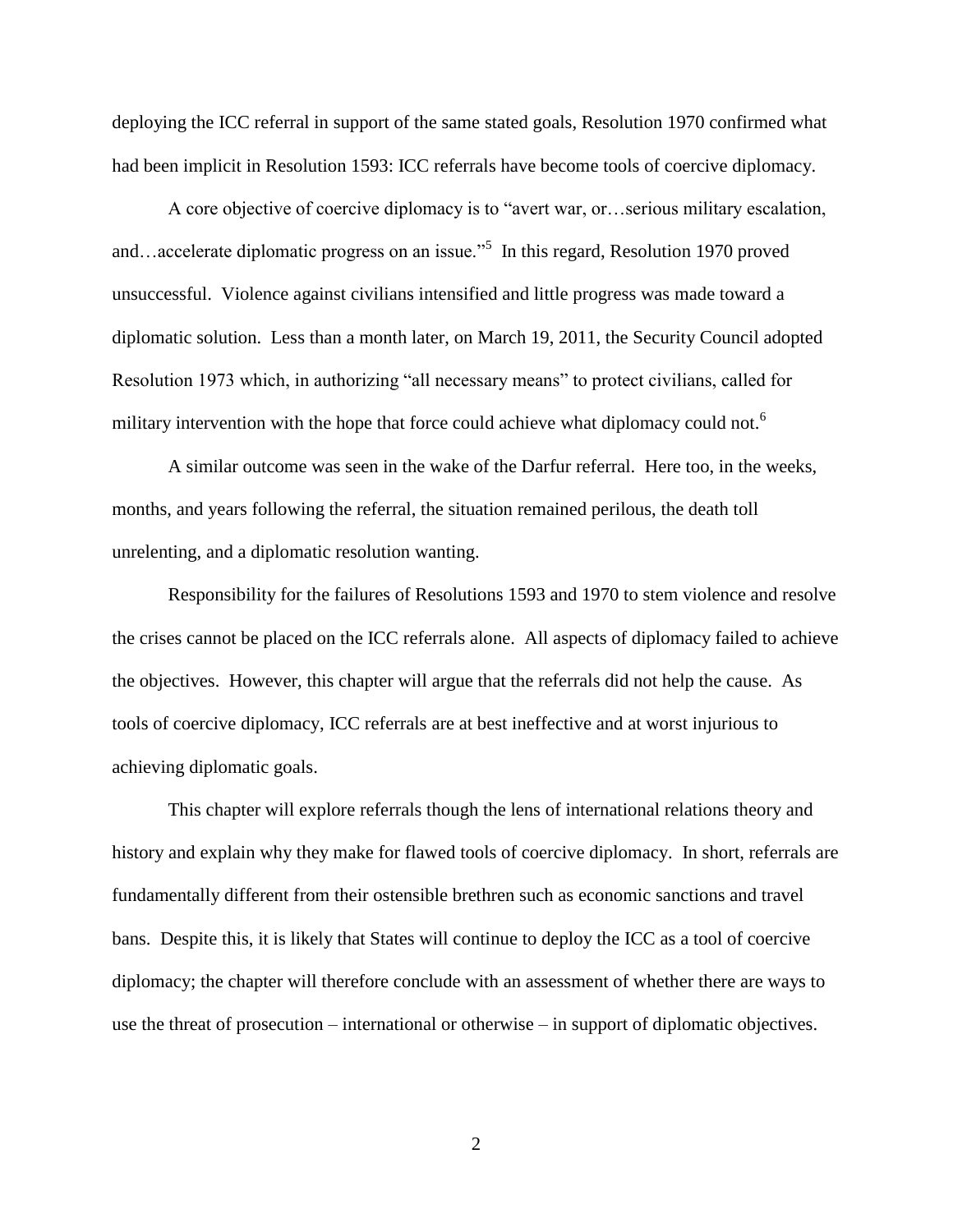deploying the ICC referral in support of the same stated goals, Resolution 1970 confirmed what had been implicit in Resolution 1593: ICC referrals have become tools of coercive diplomacy.

A core objective of coercive diplomacy is to "avert war, or…serious military escalation, and…accelerate diplomatic progress on an issue."[5] In this regard, Resolution 1970 proved unsuccessful. Violence against civilians intensified and little progress was made toward a diplomatic solution. Less than a month later, on March 19, 2011, the Security Council adopted Resolution 1973 which, in authorizing "all necessary means" to protect civilians, called for military intervention with the hope that force could achieve what diplomacy could not.[6]

A similar outcome was seen in the wake of the Darfur referral. Here too, in the weeks, months, and years following the referral, the situation remained perilous, the death toll unrelenting, and a diplomatic resolution wanting.

Responsibility for the failures of Resolutions 1593 and 1970 to stem violence and resolve the crises cannot be placed on the ICC referrals alone. All aspects of diplomacy failed to achieve the objectives. However, this chapter will argue that the referrals did not help the cause. As tools of coercive diplomacy, ICC referrals are at best ineffective and at worst injurious to achieving diplomatic goals.

This chapter will explore referrals though the lens of international relations theory and history and explain why they make for flawed tools of coercive diplomacy. In short, referrals are fundamentally different from their ostensible brethren such as economic sanctions and travel bans. Despite this, it is likely that States will continue to deploy the ICC as a tool of coercive diplomacy; the chapter will therefore conclude with an assessment of whether there are ways to use the threat of prosecution – international or otherwise – in support of diplomatic objectives.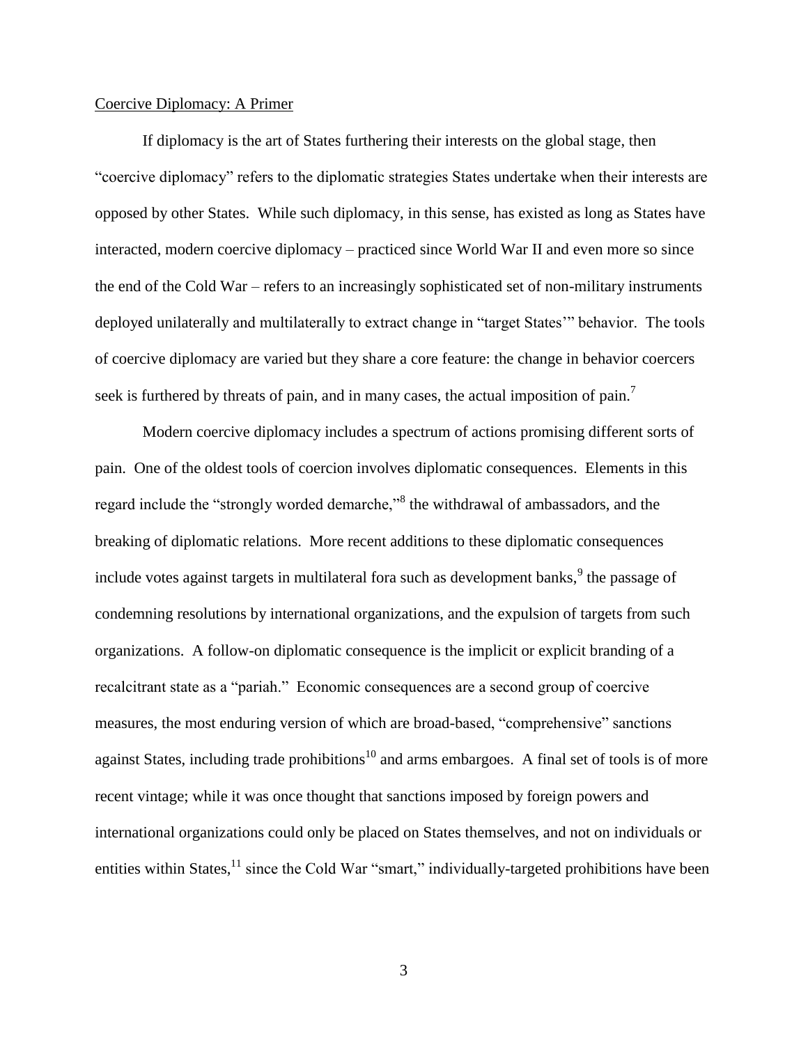Coercive Diplomacy: A Primer

If diplomacy is the art of States furthering their interests on the global stage, then "coercive diplomacy" refers to the diplomatic strategies States undertake when their interests are opposed by other States. While such diplomacy, in this sense, has existed as long as States have interacted, modern coercive diplomacy – practiced since World War II and even more so since the end of the Cold War – refers to an increasingly sophisticated set of non-military instruments deployed unilaterally and multilaterally to extract change in "target States'" behavior. The tools of coercive diplomacy are varied but they share a core feature: the change in behavior coercers seek is furthered by threats of pain, and in many cases, the actual imposition of pain.[7]

Modern coercive diplomacy includes a spectrum of actions promising different sorts of pain. One of the oldest tools of coercion involves diplomatic consequences. Elements in this regard include the "strongly worded demarche,"[8] the withdrawal of ambassadors, and the breaking of diplomatic relations. More recent additions to these diplomatic consequences include votes against targets in multilateral fora such as development banks,[9] the passage of condemning resolutions by international organizations, and the expulsion of targets from such organizations. A follow-on diplomatic consequence is the implicit or explicit branding of a recalcitrant state as a "pariah." Economic consequences are a second group of coercive measures, the most enduring version of which are broad-based, "comprehensive" sanctions against States, including trade prohibitions[10] and arms embargoes. A final set of tools is of more recent vintage; while it was once thought that sanctions imposed by foreign powers and international organizations could only be placed on States themselves, and not on individuals or entities within States,[11] since the Cold War "smart," individually-targeted prohibitions have been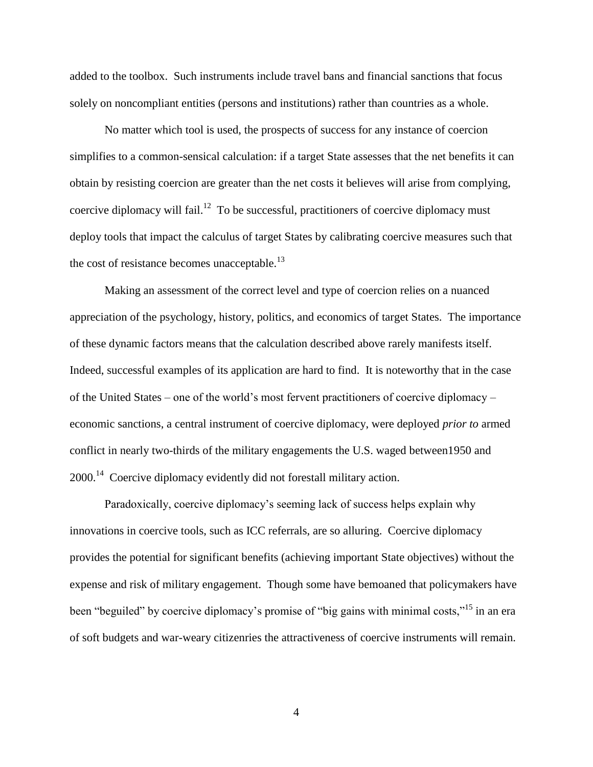added to the toolbox. Such instruments include travel bans and financial sanctions that focus solely on noncompliant entities (persons and institutions) rather than countries as a whole.

No matter which tool is used, the prospects of success for any instance of coercion simplifies to a common-sensical calculation: if a target State assesses that the net benefits it can obtain by resisting coercion are greater than the net costs it believes will arise from complying, coercive diplomacy will fail.[12] To be successful, practitioners of coercive diplomacy must deploy tools that impact the calculus of target States by calibrating coercive measures such that the cost of resistance becomes unacceptable.[13]

Making an assessment of the correct level and type of coercion relies on a nuanced appreciation of the psychology, history, politics, and economics of target States. The importance of these dynamic factors means that the calculation described above rarely manifests itself. Indeed, successful examples of its application are hard to find. It is noteworthy that in the case of the United States – one of the world's most fervent practitioners of coercive diplomacy – economic sanctions, a central instrument of coercive diplomacy, were deployed *prior to* armed conflict in nearly two-thirds of the military engagements the U.S. waged between1950 and 2000.[14] Coercive diplomacy evidently did not forestall military action.

Paradoxically, coercive diplomacy's seeming lack of success helps explain why innovations in coercive tools, such as ICC referrals, are so alluring. Coercive diplomacy provides the potential for significant benefits (achieving important State objectives) without the expense and risk of military engagement. Though some have bemoaned that policymakers have been "beguiled" by coercive diplomacy's promise of "big gains with minimal costs,"[15] in an era of soft budgets and war-weary citizenries the attractiveness of coercive instruments will remain.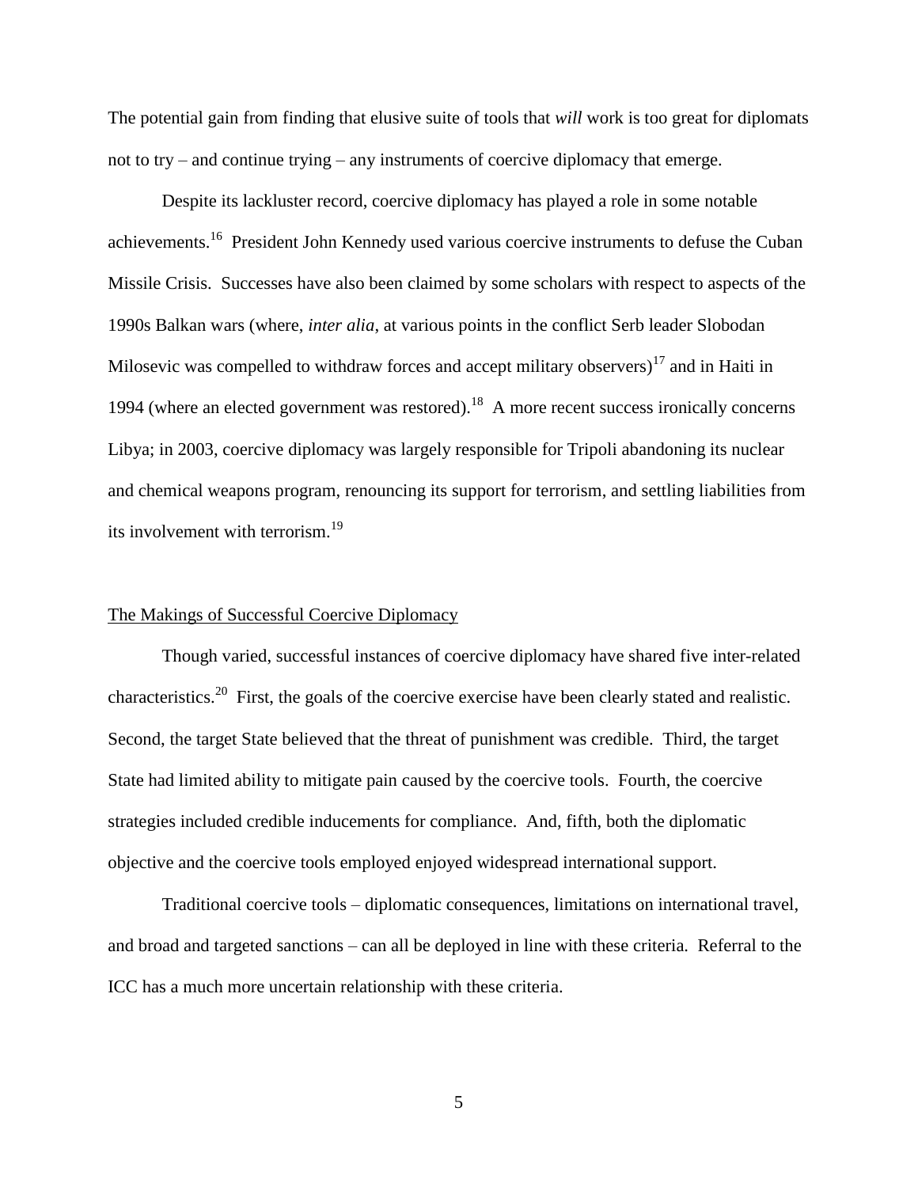The potential gain from finding that elusive suite of tools that *will* work is too great for diplomats not to try – and continue trying – any instruments of coercive diplomacy that emerge.

Despite its lackluster record, coercive diplomacy has played a role in some notable achievements.[16] President John Kennedy used various coercive instruments to defuse the Cuban Missile Crisis. Successes have also been claimed by some scholars with respect to aspects of the 1990s Balkan wars (where, *inter alia*, at various points in the conflict Serb leader Slobodan Milosevic was compelled to withdraw forces and accept military observers)[17] and in Haiti in 1994 (where an elected government was restored).[18] A more recent success ironically concerns Libya; in 2003, coercive diplomacy was largely responsible for Tripoli abandoning its nuclear and chemical weapons program, renouncing its support for terrorism, and settling liabilities from its involvement with terrorism.[19]

## The Makings of Successful Coercive Diplomacy

Though varied, successful instances of coercive diplomacy have shared five inter-related characteristics.[20] First, the goals of the coercive exercise have been clearly stated and realistic. Second, the target State believed that the threat of punishment was credible. Third, the target State had limited ability to mitigate pain caused by the coercive tools. Fourth, the coercive strategies included credible inducements for compliance. And, fifth, both the diplomatic objective and the coercive tools employed enjoyed widespread international support.

Traditional coercive tools – diplomatic consequences, limitations on international travel, and broad and targeted sanctions – can all be deployed in line with these criteria. Referral to the ICC has a much more uncertain relationship with these criteria.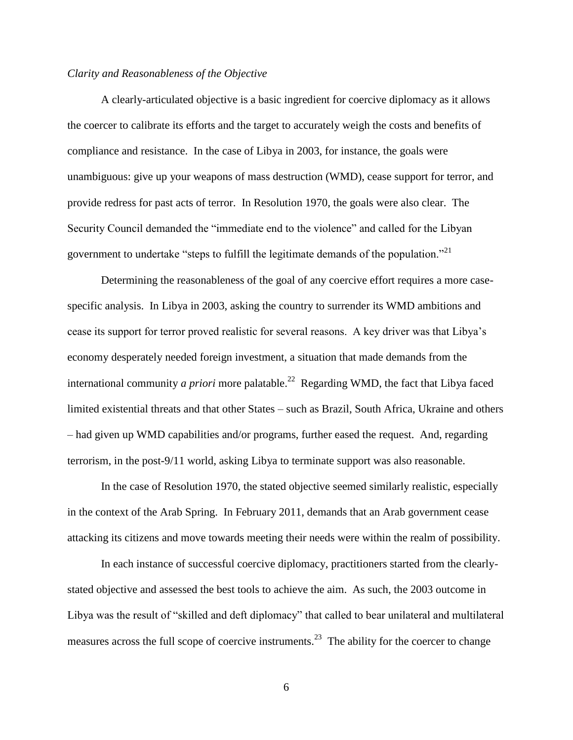*Clarity and Reasonableness of the Objective*

A clearly-articulated objective is a basic ingredient for coercive diplomacy as it allows the coercer to calibrate its efforts and the target to accurately weigh the costs and benefits of compliance and resistance. In the case of Libya in 2003, for instance, the goals were unambiguous: give up your weapons of mass destruction (WMD), cease support for terror, and provide redress for past acts of terror. In Resolution 1970, the goals were also clear. The Security Council demanded the "immediate end to the violence" and called for the Libyan government to undertake "steps to fulfill the legitimate demands of the population."[21]

Determining the reasonableness of the goal of any coercive effort requires a more case-specific analysis. In Libya in 2003, asking the country to surrender its WMD ambitions and cease its support for terror proved realistic for several reasons. A key driver was that Libya's economy desperately needed foreign investment, a situation that made demands from the international community *a priori* more palatable.[22] Regarding WMD, the fact that Libya faced limited existential threats and that other States – such as Brazil, South Africa, Ukraine and others – had given up WMD capabilities and/or programs, further eased the request. And, regarding terrorism, in the post-9/11 world, asking Libya to terminate support was also reasonable.

In the case of Resolution 1970, the stated objective seemed similarly realistic, especially in the context of the Arab Spring. In February 2011, demands that an Arab government cease attacking its citizens and move towards meeting their needs were within the realm of possibility.

In each instance of successful coercive diplomacy, practitioners started from the clearly-stated objective and assessed the best tools to achieve the aim. As such, the 2003 outcome in Libya was the result of "skilled and deft diplomacy" that called to bear unilateral and multilateral measures across the full scope of coercive instruments.[23] The ability for the coercer to change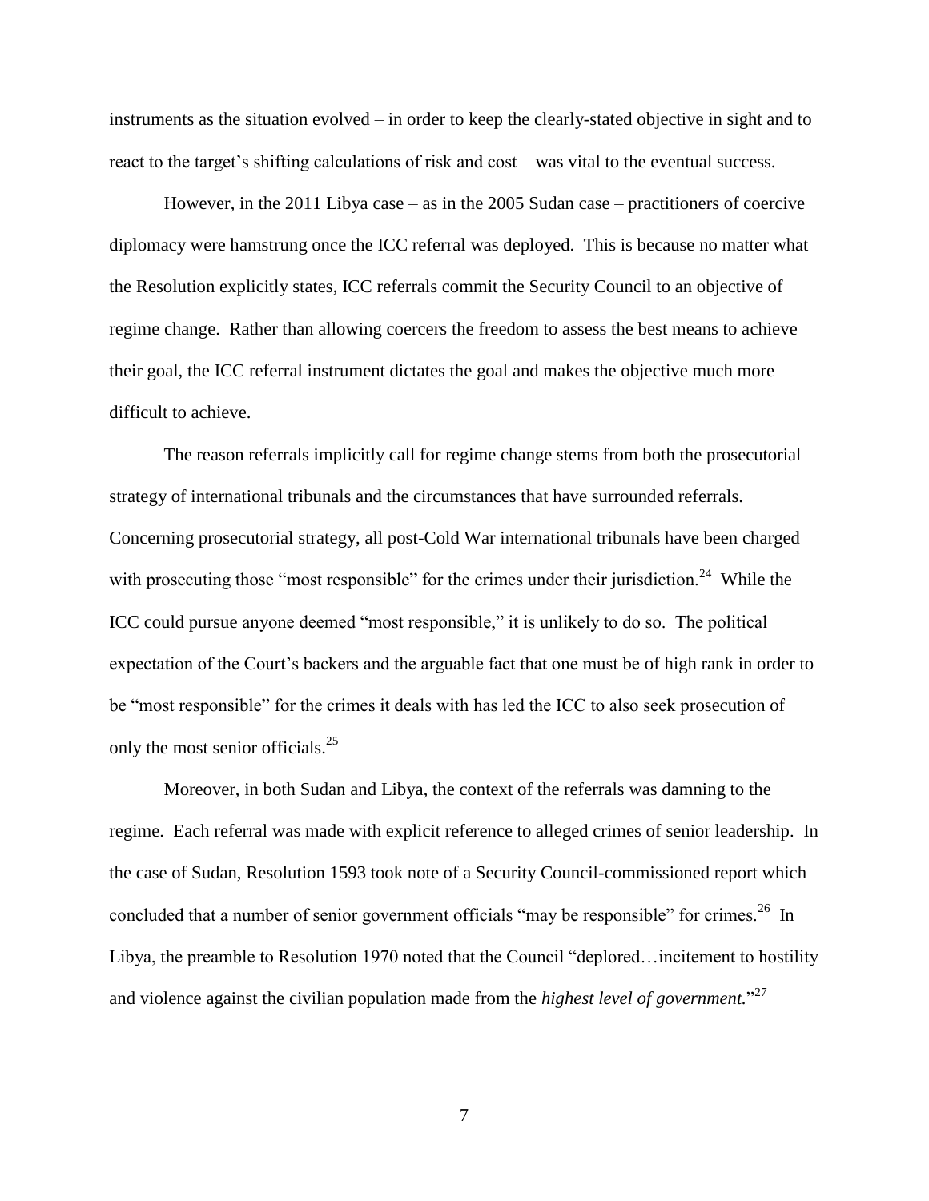instruments as the situation evolved – in order to keep the clearly-stated objective in sight and to react to the target's shifting calculations of risk and cost – was vital to the eventual success.

However, in the 2011 Libya case – as in the 2005 Sudan case – practitioners of coercive diplomacy were hamstrung once the ICC referral was deployed. This is because no matter what the Resolution explicitly states, ICC referrals commit the Security Council to an objective of regime change. Rather than allowing coercers the freedom to assess the best means to achieve their goal, the ICC referral instrument dictates the goal and makes the objective much more difficult to achieve.

The reason referrals implicitly call for regime change stems from both the prosecutorial strategy of international tribunals and the circumstances that have surrounded referrals. Concerning prosecutorial strategy, all post-Cold War international tribunals have been charged with prosecuting those "most responsible" for the crimes under their jurisdiction.[24] While the ICC could pursue anyone deemed "most responsible," it is unlikely to do so. The political expectation of the Court's backers and the arguable fact that one must be of high rank in order to be "most responsible" for the crimes it deals with has led the ICC to also seek prosecution of only the most senior officials.[25]

Moreover, in both Sudan and Libya, the context of the referrals was damning to the regime. Each referral was made with explicit reference to alleged crimes of senior leadership. In the case of Sudan, Resolution 1593 took note of a Security Council-commissioned report which concluded that a number of senior government officials "may be responsible" for crimes.[26] In Libya, the preamble to Resolution 1970 noted that the Council "deplored…incitement to hostility and violence against the civilian population made from the *highest level of government.*"[27]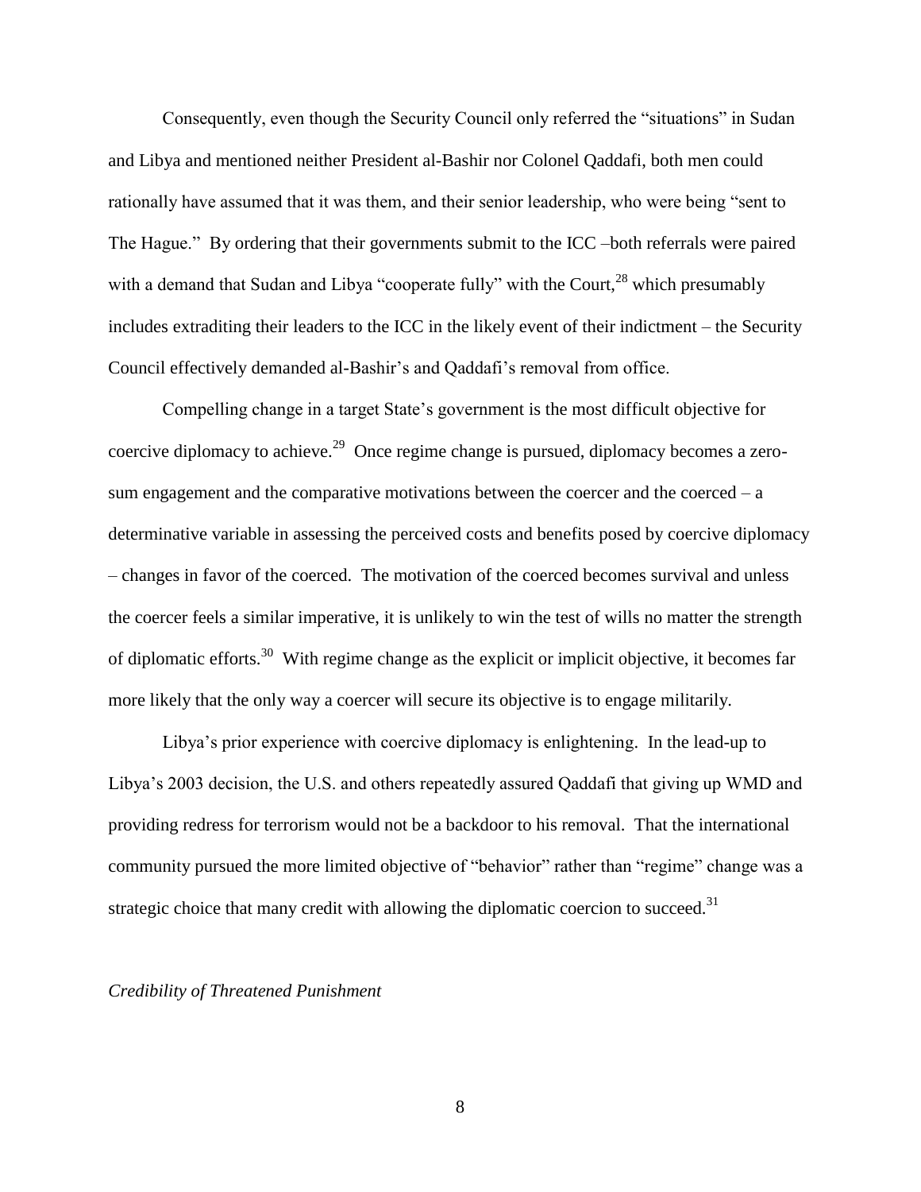Consequently, even though the Security Council only referred the "situations" in Sudan and Libya and mentioned neither President al-Bashir nor Colonel Qaddafi, both men could rationally have assumed that it was them, and their senior leadership, who were being "sent to The Hague." By ordering that their governments submit to the ICC –both referrals were paired with a demand that Sudan and Libya "cooperate fully" with the Court,[28] which presumably includes extraditing their leaders to the ICC in the likely event of their indictment – the Security Council effectively demanded al-Bashir's and Qaddafi's removal from office.

Compelling change in a target State's government is the most difficult objective for coercive diplomacy to achieve.[29] Once regime change is pursued, diplomacy becomes a zero-sum engagement and the comparative motivations between the coercer and the coerced – a determinative variable in assessing the perceived costs and benefits posed by coercive diplomacy – changes in favor of the coerced. The motivation of the coerced becomes survival and unless the coercer feels a similar imperative, it is unlikely to win the test of wills no matter the strength of diplomatic efforts.[30] With regime change as the explicit or implicit objective, it becomes far more likely that the only way a coercer will secure its objective is to engage militarily.

Libya's prior experience with coercive diplomacy is enlightening. In the lead-up to Libya's 2003 decision, the U.S. and others repeatedly assured Qaddafi that giving up WMD and providing redress for terrorism would not be a backdoor to his removal. That the international community pursued the more limited objective of "behavior" rather than "regime" change was a strategic choice that many credit with allowing the diplomatic coercion to succeed.[31]

*Credibility of Threatened Punishment*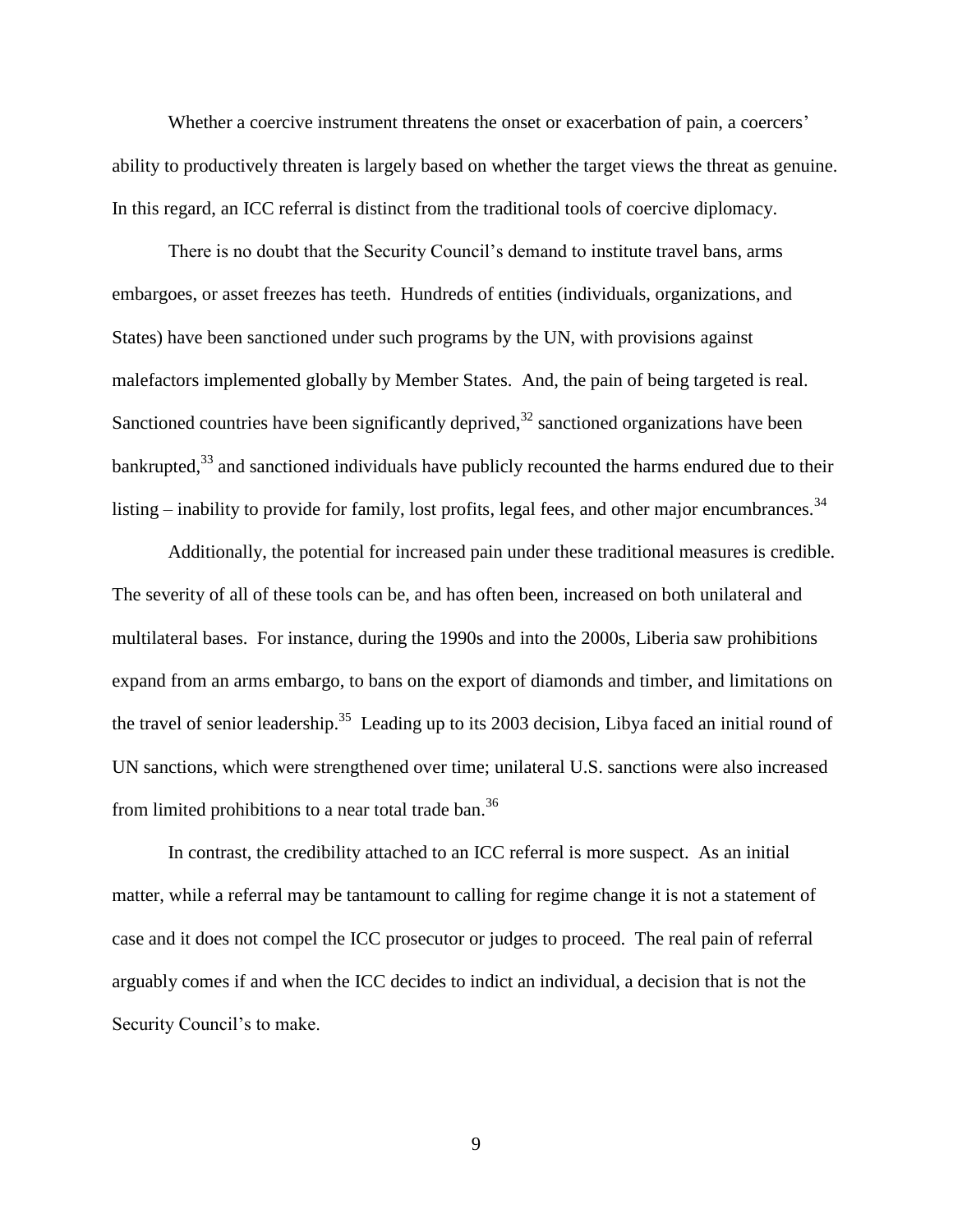Whether a coercive instrument threatens the onset or exacerbation of pain, a coercers' ability to productively threaten is largely based on whether the target views the threat as genuine. In this regard, an ICC referral is distinct from the traditional tools of coercive diplomacy.

There is no doubt that the Security Council's demand to institute travel bans, arms embargoes, or asset freezes has teeth. Hundreds of entities (individuals, organizations, and States) have been sanctioned under such programs by the UN, with provisions against malefactors implemented globally by Member States. And, the pain of being targeted is real. Sanctioned countries have been significantly deprived,[32] sanctioned organizations have been bankrupted,[33] and sanctioned individuals have publicly recounted the harms endured due to their listing – inability to provide for family, lost profits, legal fees, and other major encumbrances.[34]

Additionally, the potential for increased pain under these traditional measures is credible. The severity of all of these tools can be, and has often been, increased on both unilateral and multilateral bases. For instance, during the 1990s and into the 2000s, Liberia saw prohibitions expand from an arms embargo, to bans on the export of diamonds and timber, and limitations on the travel of senior leadership.[35] Leading up to its 2003 decision, Libya faced an initial round of UN sanctions, which were strengthened over time; unilateral U.S. sanctions were also increased from limited prohibitions to a near total trade ban.[36]

In contrast, the credibility attached to an ICC referral is more suspect. As an initial matter, while a referral may be tantamount to calling for regime change it is not a statement of case and it does not compel the ICC prosecutor or judges to proceed. The real pain of referral arguably comes if and when the ICC decides to indict an individual, a decision that is not the Security Council's to make.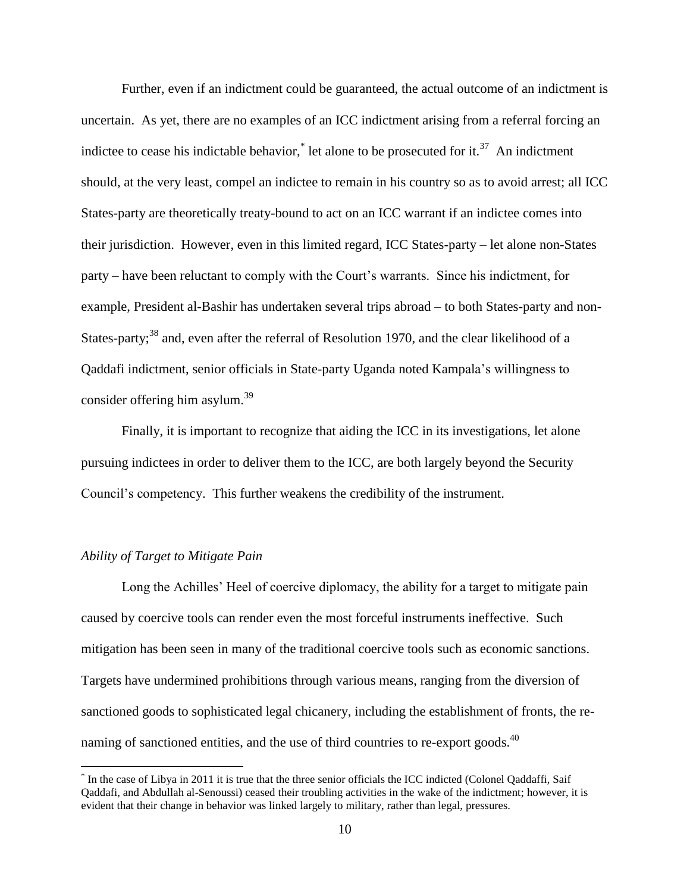Further, even if an indictment could be guaranteed, the actual outcome of an indictment is uncertain. As yet, there are no examples of an ICC indictment arising from a referral forcing an indictee to cease his indictable behavior,[*] let alone to be prosecuted for it.[37] An indictment should, at the very least, compel an indictee to remain in his country so as to avoid arrest; all ICC States-party are theoretically treaty-bound to act on an ICC warrant if an indictee comes into their jurisdiction. However, even in this limited regard, ICC States-party – let alone non-States party – have been reluctant to comply with the Court's warrants. Since his indictment, for example, President al-Bashir has undertaken several trips abroad – to both States-party and non-States-party;[38] and, even after the referral of Resolution 1970, and the clear likelihood of a Qaddafi indictment, senior officials in State-party Uganda noted Kampala's willingness to consider offering him asylum.[39]

Finally, it is important to recognize that aiding the ICC in its investigations, let alone pursuing indictees in order to deliver them to the ICC, are both largely beyond the Security Council's competency. This further weakens the credibility of the instrument.

*Ability of Target to Mitigate Pain*

Long the Achilles' Heel of coercive diplomacy, the ability for a target to mitigate pain caused by coercive tools can render even the most forceful instruments ineffective. Such mitigation has been seen in many of the traditional coercive tools such as economic sanctions. Targets have undermined prohibitions through various means, ranging from the diversion of sanctioned goods to sophisticated legal chicanery, including the establishment of fronts, the re-naming of sanctioned entities, and the use of third countries to re-export goods.[40]

---

[*] In the case of Libya in 2011 it is true that the three senior officials the ICC indicted (Colonel Qaddaffi, Saif Qaddafi, and Abdullah al-Senoussi) ceased their troubling activities in the wake of the indictment; however, it is evident that their change in behavior was linked largely to military, rather than legal, pressures.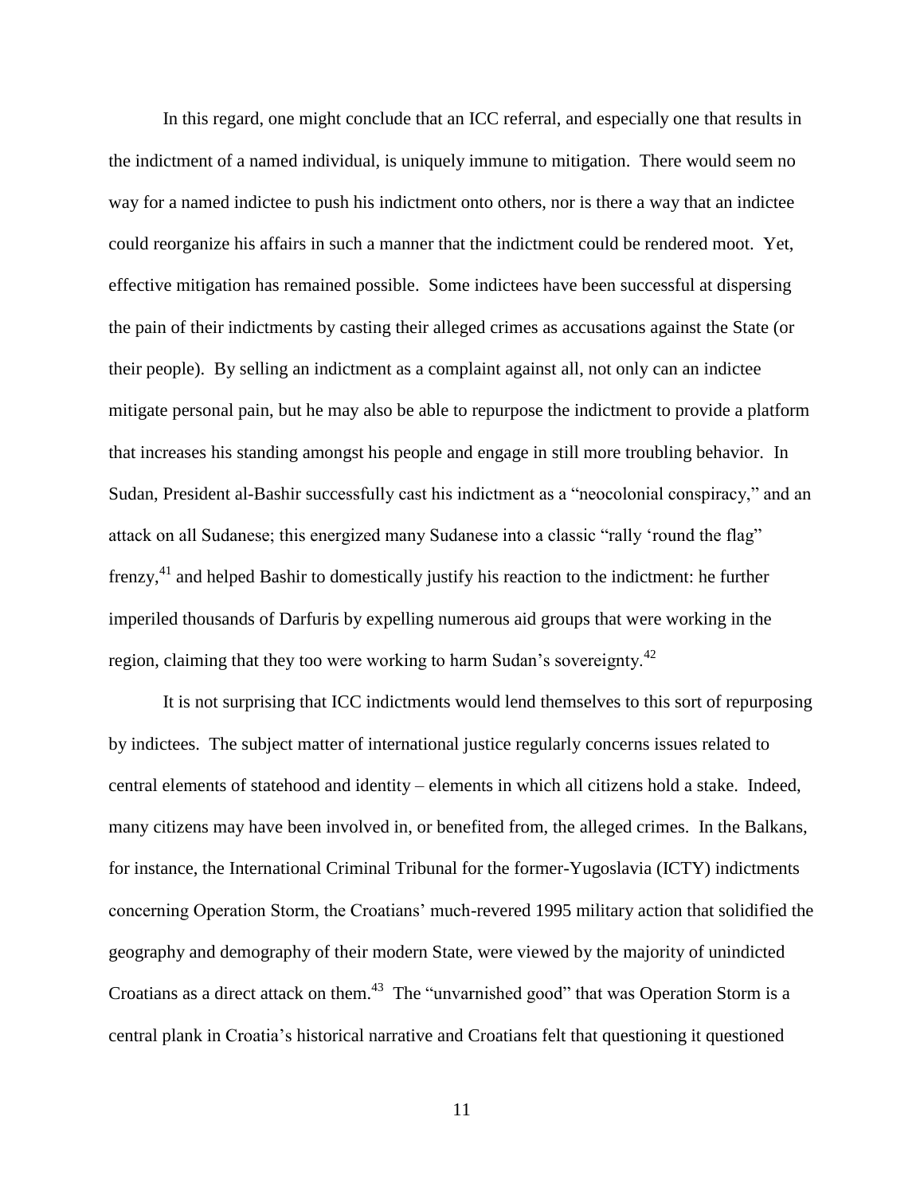In this regard, one might conclude that an ICC referral, and especially one that results in the indictment of a named individual, is uniquely immune to mitigation. There would seem no way for a named indictee to push his indictment onto others, nor is there a way that an indictee could reorganize his affairs in such a manner that the indictment could be rendered moot. Yet, effective mitigation has remained possible. Some indictees have been successful at dispersing the pain of their indictments by casting their alleged crimes as accusations against the State (or their people). By selling an indictment as a complaint against all, not only can an indictee mitigate personal pain, but he may also be able to repurpose the indictment to provide a platform that increases his standing amongst his people and engage in still more troubling behavior. In Sudan, President al-Bashir successfully cast his indictment as a "neocolonial conspiracy," and an attack on all Sudanese; this energized many Sudanese into a classic "rally 'round the flag" frenzy,[41] and helped Bashir to domestically justify his reaction to the indictment: he further imperiled thousands of Darfuris by expelling numerous aid groups that were working in the region, claiming that they too were working to harm Sudan's sovereignty.[42]

It is not surprising that ICC indictments would lend themselves to this sort of repurposing by indictees. The subject matter of international justice regularly concerns issues related to central elements of statehood and identity – elements in which all citizens hold a stake. Indeed, many citizens may have been involved in, or benefited from, the alleged crimes. In the Balkans, for instance, the International Criminal Tribunal for the former-Yugoslavia (ICTY) indictments concerning Operation Storm, the Croatians' much-revered 1995 military action that solidified the geography and demography of their modern State, were viewed by the majority of unindicted Croatians as a direct attack on them.[43] The "unvarnished good" that was Operation Storm is a central plank in Croatia's historical narrative and Croatians felt that questioning it questioned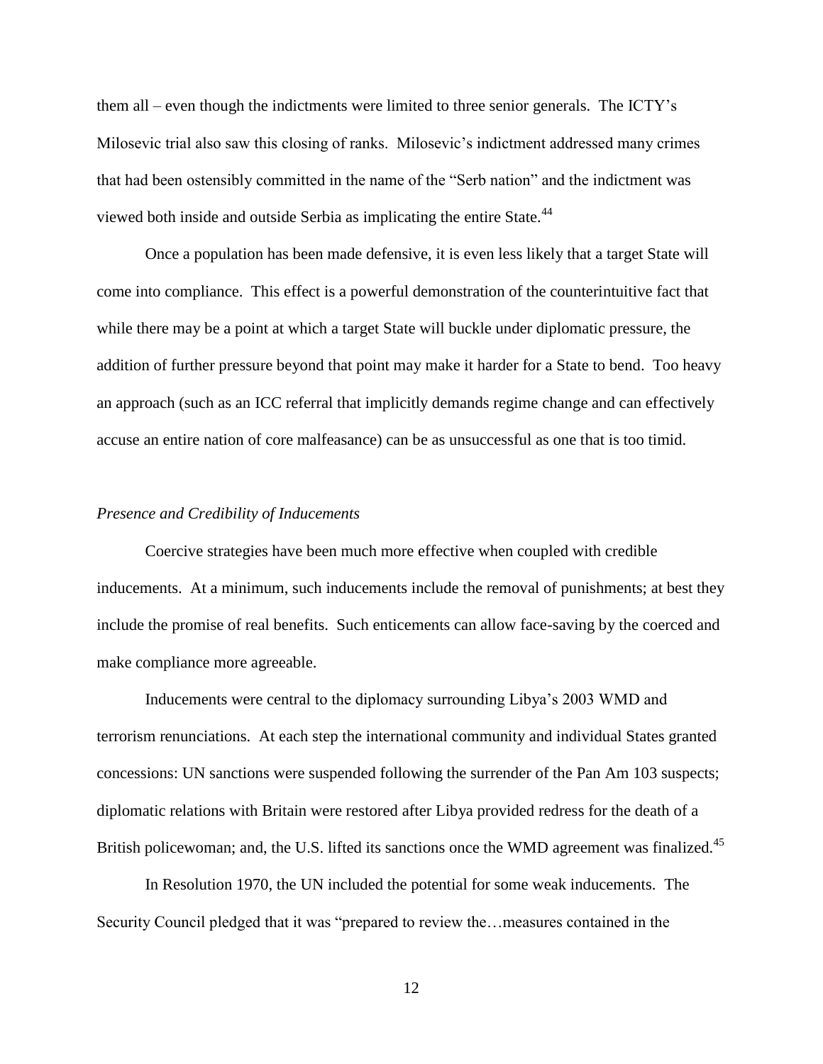them all – even though the indictments were limited to three senior generals. The ICTY's Milosevic trial also saw this closing of ranks. Milosevic's indictment addressed many crimes that had been ostensibly committed in the name of the "Serb nation" and the indictment was viewed both inside and outside Serbia as implicating the entire State.[44]

Once a population has been made defensive, it is even less likely that a target State will come into compliance. This effect is a powerful demonstration of the counterintuitive fact that while there may be a point at which a target State will buckle under diplomatic pressure, the addition of further pressure beyond that point may make it harder for a State to bend. Too heavy an approach (such as an ICC referral that implicitly demands regime change and can effectively accuse an entire nation of core malfeasance) can be as unsuccessful as one that is too timid.

### *Presence and Credibility of Inducements*

Coercive strategies have been much more effective when coupled with credible inducements. At a minimum, such inducements include the removal of punishments; at best they include the promise of real benefits. Such enticements can allow face-saving by the coerced and make compliance more agreeable.

Inducements were central to the diplomacy surrounding Libya's 2003 WMD and terrorism renunciations. At each step the international community and individual States granted concessions: UN sanctions were suspended following the surrender of the Pan Am 103 suspects; diplomatic relations with Britain were restored after Libya provided redress for the death of a British policewoman; and, the U.S. lifted its sanctions once the WMD agreement was finalized.[45]

In Resolution 1970, the UN included the potential for some weak inducements. The Security Council pledged that it was "prepared to review the…measures contained in the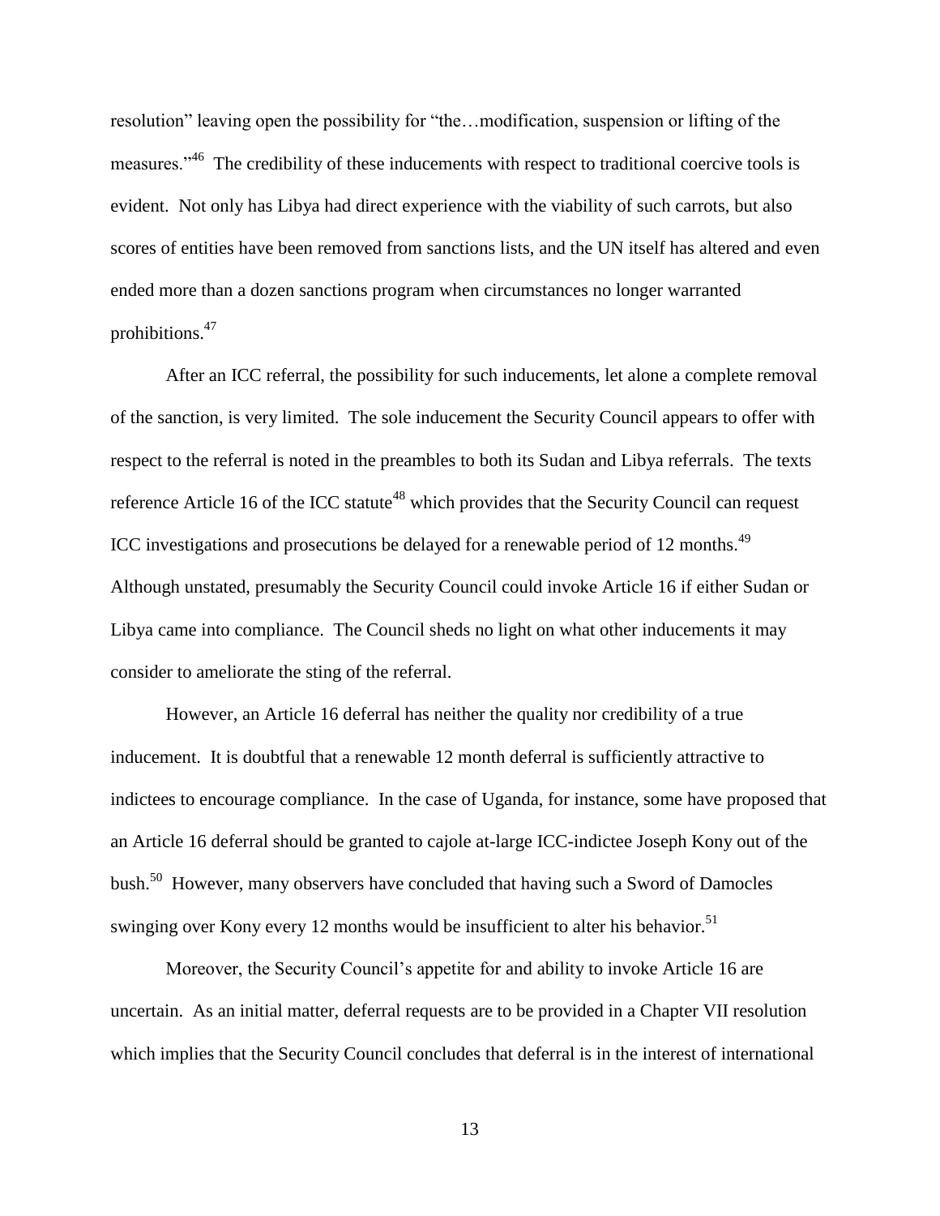resolution" leaving open the possibility for "the…modification, suspension or lifting of the measures."[46] The credibility of these inducements with respect to traditional coercive tools is evident. Not only has Libya had direct experience with the viability of such carrots, but also scores of entities have been removed from sanctions lists, and the UN itself has altered and even ended more than a dozen sanctions program when circumstances no longer warranted prohibitions.[47]

After an ICC referral, the possibility for such inducements, let alone a complete removal of the sanction, is very limited. The sole inducement the Security Council appears to offer with respect to the referral is noted in the preambles to both its Sudan and Libya referrals. The texts reference Article 16 of the ICC statute[48] which provides that the Security Council can request ICC investigations and prosecutions be delayed for a renewable period of 12 months.[49] Although unstated, presumably the Security Council could invoke Article 16 if either Sudan or Libya came into compliance. The Council sheds no light on what other inducements it may consider to ameliorate the sting of the referral.

However, an Article 16 deferral has neither the quality nor credibility of a true inducement. It is doubtful that a renewable 12 month deferral is sufficiently attractive to indictees to encourage compliance. In the case of Uganda, for instance, some have proposed that an Article 16 deferral should be granted to cajole at-large ICC-indictee Joseph Kony out of the bush.[50] However, many observers have concluded that having such a Sword of Damocles swinging over Kony every 12 months would be insufficient to alter his behavior.[51]

Moreover, the Security Council's appetite for and ability to invoke Article 16 are uncertain. As an initial matter, deferral requests are to be provided in a Chapter VII resolution which implies that the Security Council concludes that deferral is in the interest of international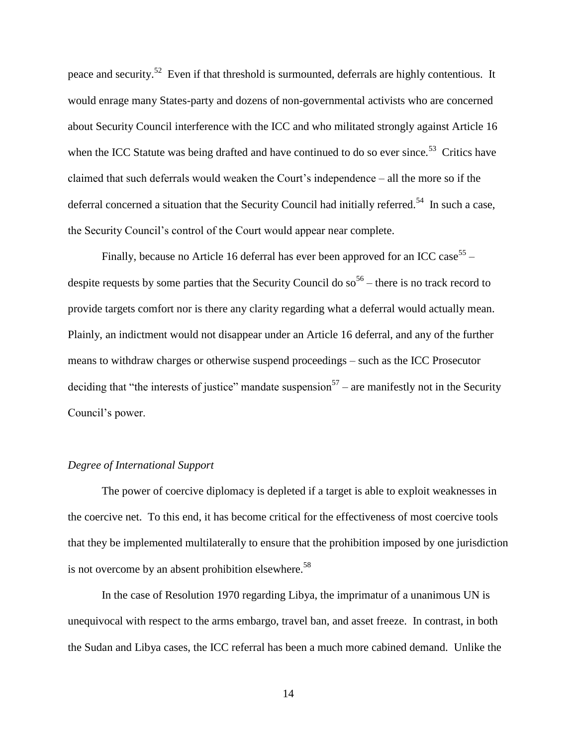peace and security.[52] Even if that threshold is surmounted, deferrals are highly contentious. It would enrage many States-party and dozens of non-governmental activists who are concerned about Security Council interference with the ICC and who militated strongly against Article 16 when the ICC Statute was being drafted and have continued to do so ever since.[53] Critics have claimed that such deferrals would weaken the Court's independence – all the more so if the deferral concerned a situation that the Security Council had initially referred.[54] In such a case, the Security Council's control of the Court would appear near complete.

Finally, because no Article 16 deferral has ever been approved for an ICC case[55] – despite requests by some parties that the Security Council do so[56] – there is no track record to provide targets comfort nor is there any clarity regarding what a deferral would actually mean. Plainly, an indictment would not disappear under an Article 16 deferral, and any of the further means to withdraw charges or otherwise suspend proceedings – such as the ICC Prosecutor deciding that "the interests of justice" mandate suspension[57] – are manifestly not in the Security Council's power.

*Degree of International Support*

The power of coercive diplomacy is depleted if a target is able to exploit weaknesses in the coercive net. To this end, it has become critical for the effectiveness of most coercive tools that they be implemented multilaterally to ensure that the prohibition imposed by one jurisdiction is not overcome by an absent prohibition elsewhere.[58]

In the case of Resolution 1970 regarding Libya, the imprimatur of a unanimous UN is unequivocal with respect to the arms embargo, travel ban, and asset freeze. In contrast, in both the Sudan and Libya cases, the ICC referral has been a much more cabined demand. Unlike the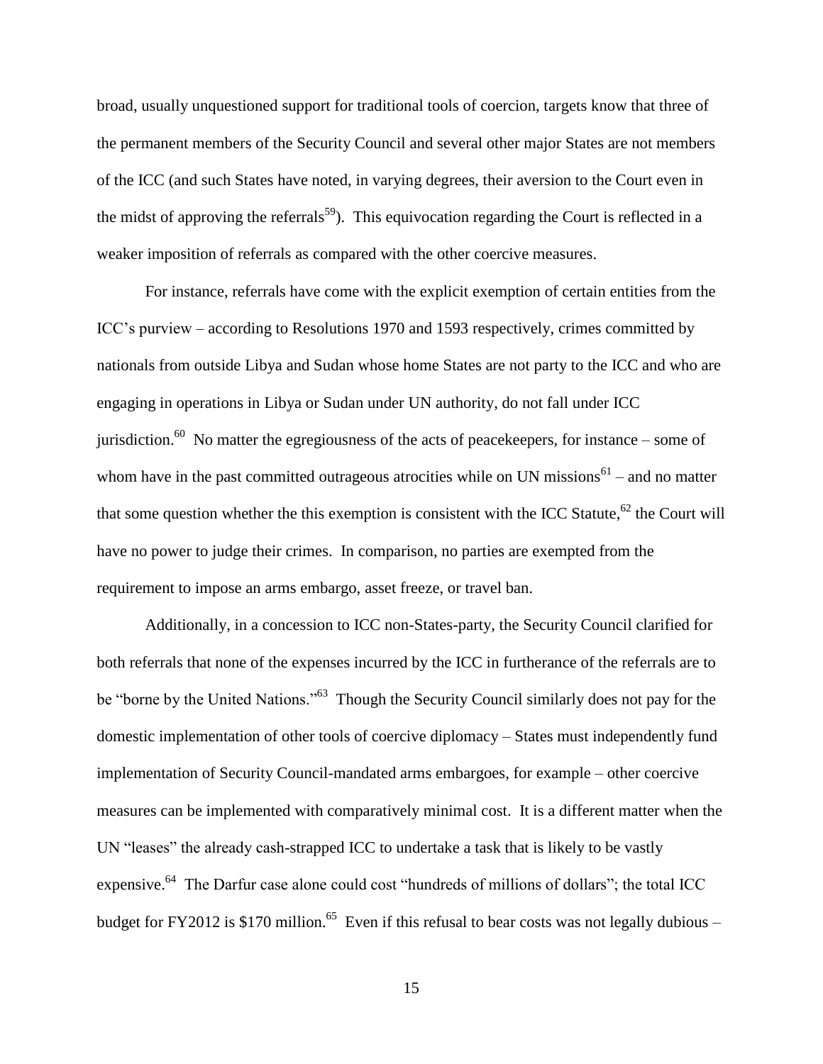broad, usually unquestioned support for traditional tools of coercion, targets know that three of the permanent members of the Security Council and several other major States are not members of the ICC (and such States have noted, in varying degrees, their aversion to the Court even in the midst of approving the referrals[59]). This equivocation regarding the Court is reflected in a weaker imposition of referrals as compared with the other coercive measures.

For instance, referrals have come with the explicit exemption of certain entities from the ICC's purview – according to Resolutions 1970 and 1593 respectively, crimes committed by nationals from outside Libya and Sudan whose home States are not party to the ICC and who are engaging in operations in Libya or Sudan under UN authority, do not fall under ICC jurisdiction.[60] No matter the egregiousness of the acts of peacekeepers, for instance – some of whom have in the past committed outrageous atrocities while on UN missions[61] – and no matter that some question whether the this exemption is consistent with the ICC Statute,[62] the Court will have no power to judge their crimes. In comparison, no parties are exempted from the requirement to impose an arms embargo, asset freeze, or travel ban.

Additionally, in a concession to ICC non-States-party, the Security Council clarified for both referrals that none of the expenses incurred by the ICC in furtherance of the referrals are to be "borne by the United Nations."[63] Though the Security Council similarly does not pay for the domestic implementation of other tools of coercive diplomacy – States must independently fund implementation of Security Council-mandated arms embargoes, for example – other coercive measures can be implemented with comparatively minimal cost. It is a different matter when the UN "leases" the already cash-strapped ICC to undertake a task that is likely to be vastly expensive.[64] The Darfur case alone could cost "hundreds of millions of dollars"; the total ICC budget for FY2012 is $170 million.[65] Even if this refusal to bear costs was not legally dubious –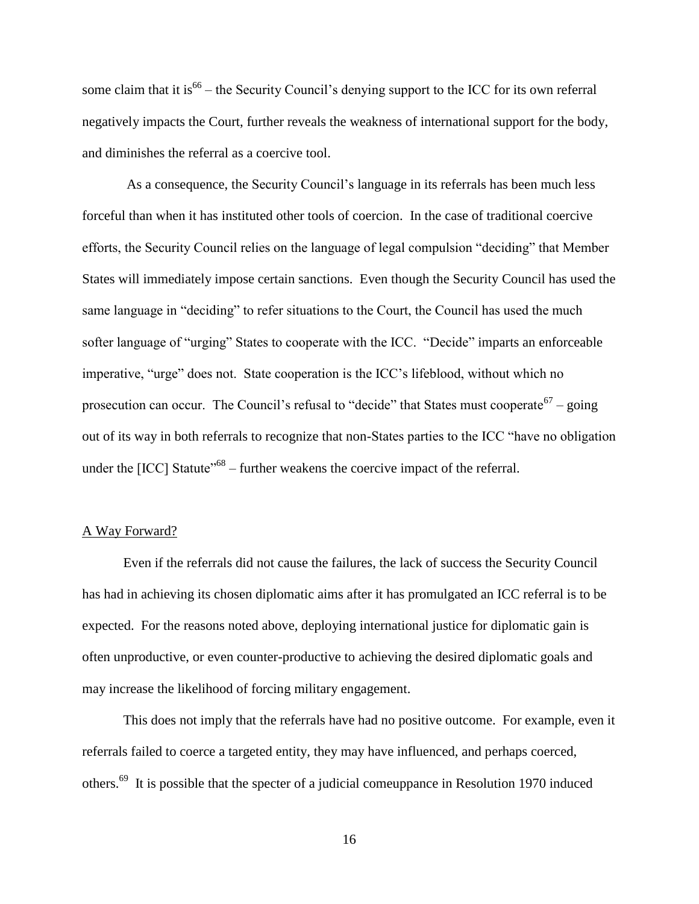some claim that it is[66] – the Security Council's denying support to the ICC for its own referral negatively impacts the Court, further reveals the weakness of international support for the body, and diminishes the referral as a coercive tool.

As a consequence, the Security Council's language in its referrals has been much less forceful than when it has instituted other tools of coercion. In the case of traditional coercive efforts, the Security Council relies on the language of legal compulsion "deciding" that Member States will immediately impose certain sanctions. Even though the Security Council has used the same language in "deciding" to refer situations to the Court, the Council has used the much softer language of "urging" States to cooperate with the ICC. "Decide" imparts an enforceable imperative, "urge" does not. State cooperation is the ICC's lifeblood, without which no prosecution can occur. The Council's refusal to "decide" that States must cooperate[67] – going out of its way in both referrals to recognize that non-States parties to the ICC "have no obligation under the [ICC] Statute"[68] – further weakens the coercive impact of the referral.

## A Way Forward?

Even if the referrals did not cause the failures, the lack of success the Security Council has had in achieving its chosen diplomatic aims after it has promulgated an ICC referral is to be expected. For the reasons noted above, deploying international justice for diplomatic gain is often unproductive, or even counter-productive to achieving the desired diplomatic goals and may increase the likelihood of forcing military engagement.

This does not imply that the referrals have had no positive outcome. For example, even it referrals failed to coerce a targeted entity, they may have influenced, and perhaps coerced, others.[69] It is possible that the specter of a judicial comeuppance in Resolution 1970 induced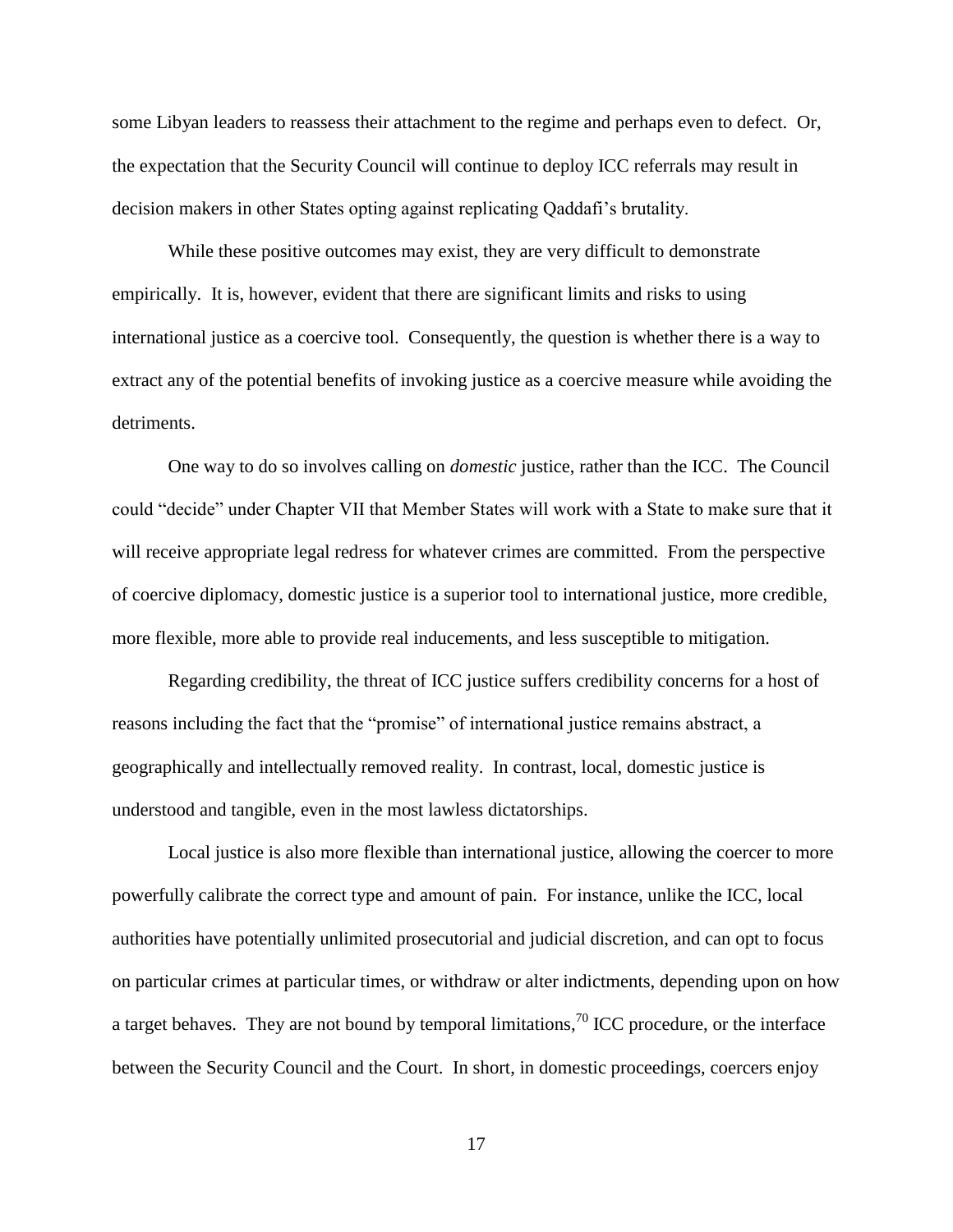some Libyan leaders to reassess their attachment to the regime and perhaps even to defect. Or, the expectation that the Security Council will continue to deploy ICC referrals may result in decision makers in other States opting against replicating Qaddafi's brutality.

While these positive outcomes may exist, they are very difficult to demonstrate empirically. It is, however, evident that there are significant limits and risks to using international justice as a coercive tool. Consequently, the question is whether there is a way to extract any of the potential benefits of invoking justice as a coercive measure while avoiding the detriments.

One way to do so involves calling on *domestic* justice, rather than the ICC. The Council could "decide" under Chapter VII that Member States will work with a State to make sure that it will receive appropriate legal redress for whatever crimes are committed. From the perspective of coercive diplomacy, domestic justice is a superior tool to international justice, more credible, more flexible, more able to provide real inducements, and less susceptible to mitigation.

Regarding credibility, the threat of ICC justice suffers credibility concerns for a host of reasons including the fact that the "promise" of international justice remains abstract, a geographically and intellectually removed reality. In contrast, local, domestic justice is understood and tangible, even in the most lawless dictatorships.

Local justice is also more flexible than international justice, allowing the coercer to more powerfully calibrate the correct type and amount of pain. For instance, unlike the ICC, local authorities have potentially unlimited prosecutorial and judicial discretion, and can opt to focus on particular crimes at particular times, or withdraw or alter indictments, depending upon on how a target behaves. They are not bound by temporal limitations,[70] ICC procedure, or the interface between the Security Council and the Court. In short, in domestic proceedings, coercers enjoy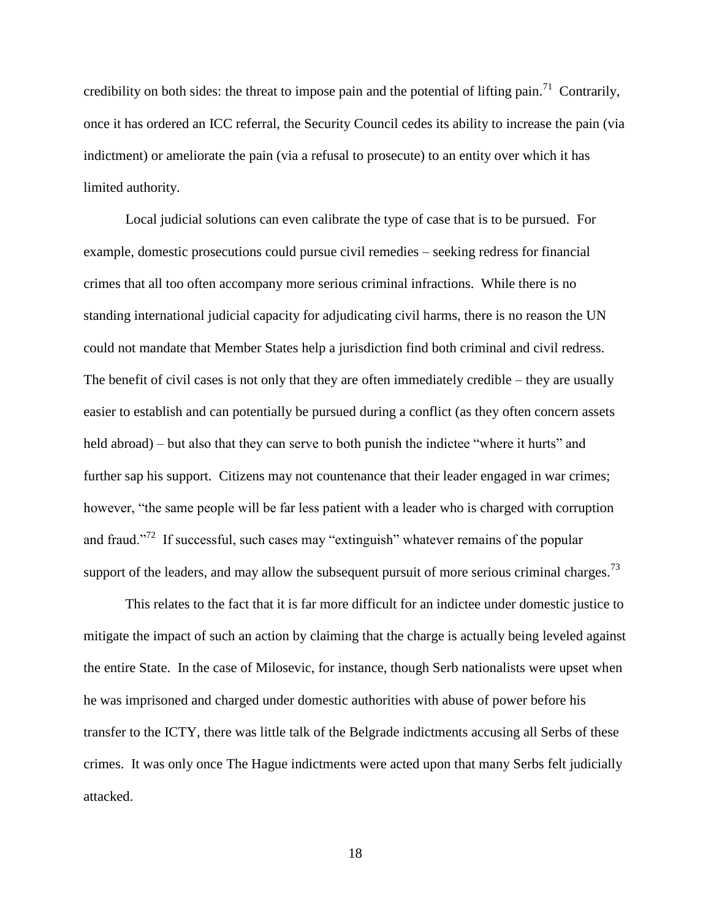credibility on both sides: the threat to impose pain and the potential of lifting pain.[71] Contrarily, once it has ordered an ICC referral, the Security Council cedes its ability to increase the pain (via indictment) or ameliorate the pain (via a refusal to prosecute) to an entity over which it has limited authority.

Local judicial solutions can even calibrate the type of case that is to be pursued. For example, domestic prosecutions could pursue civil remedies – seeking redress for financial crimes that all too often accompany more serious criminal infractions. While there is no standing international judicial capacity for adjudicating civil harms, there is no reason the UN could not mandate that Member States help a jurisdiction find both criminal and civil redress. The benefit of civil cases is not only that they are often immediately credible – they are usually easier to establish and can potentially be pursued during a conflict (as they often concern assets held abroad) – but also that they can serve to both punish the indictee "where it hurts" and further sap his support. Citizens may not countenance that their leader engaged in war crimes; however, "the same people will be far less patient with a leader who is charged with corruption and fraud."[72] If successful, such cases may "extinguish" whatever remains of the popular support of the leaders, and may allow the subsequent pursuit of more serious criminal charges.[73]

This relates to the fact that it is far more difficult for an indictee under domestic justice to mitigate the impact of such an action by claiming that the charge is actually being leveled against the entire State. In the case of Milosevic, for instance, though Serb nationalists were upset when he was imprisoned and charged under domestic authorities with abuse of power before his transfer to the ICTY, there was little talk of the Belgrade indictments accusing all Serbs of these crimes. It was only once The Hague indictments were acted upon that many Serbs felt judicially attacked.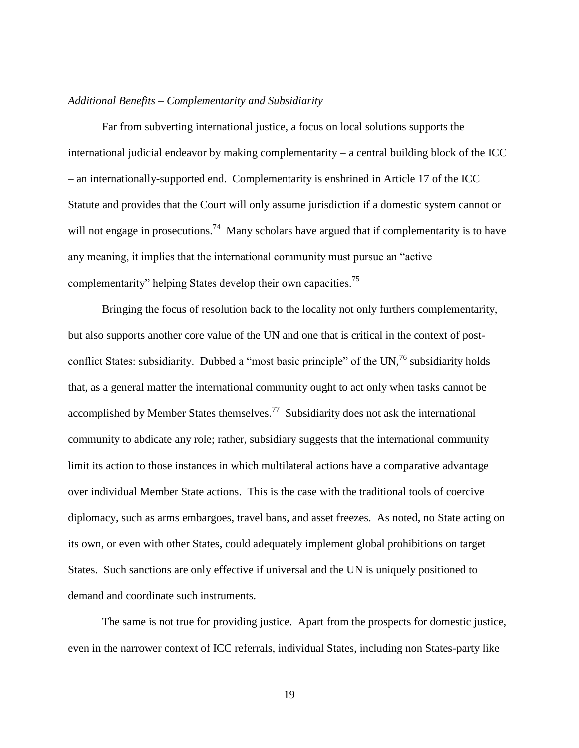*Additional Benefits – Complementarity and Subsidiarity*

Far from subverting international justice, a focus on local solutions supports the international judicial endeavor by making complementarity – a central building block of the ICC – an internationally-supported end. Complementarity is enshrined in Article 17 of the ICC Statute and provides that the Court will only assume jurisdiction if a domestic system cannot or will not engage in prosecutions.[74] Many scholars have argued that if complementarity is to have any meaning, it implies that the international community must pursue an "active complementarity" helping States develop their own capacities.[75]

Bringing the focus of resolution back to the locality not only furthers complementarity, but also supports another core value of the UN and one that is critical in the context of post-conflict States: subsidiarity. Dubbed a "most basic principle" of the UN,[76] subsidiarity holds that, as a general matter the international community ought to act only when tasks cannot be accomplished by Member States themselves.[77] Subsidiarity does not ask the international community to abdicate any role; rather, subsidiary suggests that the international community limit its action to those instances in which multilateral actions have a comparative advantage over individual Member State actions. This is the case with the traditional tools of coercive diplomacy, such as arms embargoes, travel bans, and asset freezes. As noted, no State acting on its own, or even with other States, could adequately implement global prohibitions on target States. Such sanctions are only effective if universal and the UN is uniquely positioned to demand and coordinate such instruments.

The same is not true for providing justice. Apart from the prospects for domestic justice, even in the narrower context of ICC referrals, individual States, including non States-party like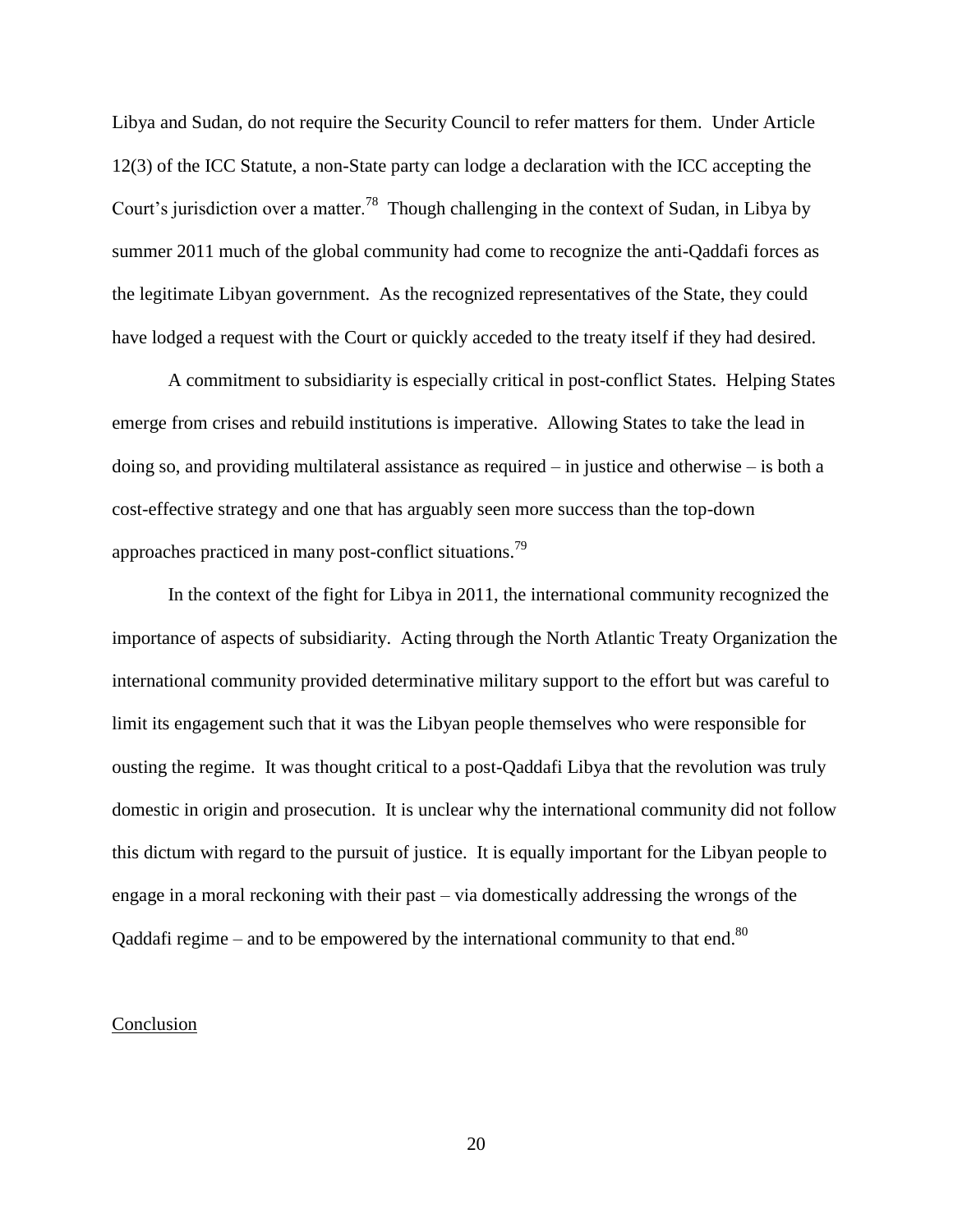Libya and Sudan, do not require the Security Council to refer matters for them. Under Article 12(3) of the ICC Statute, a non-State party can lodge a declaration with the ICC accepting the Court's jurisdiction over a matter.[78] Though challenging in the context of Sudan, in Libya by summer 2011 much of the global community had come to recognize the anti-Qaddafi forces as the legitimate Libyan government. As the recognized representatives of the State, they could have lodged a request with the Court or quickly acceded to the treaty itself if they had desired.

A commitment to subsidiarity is especially critical in post-conflict States. Helping States emerge from crises and rebuild institutions is imperative. Allowing States to take the lead in doing so, and providing multilateral assistance as required – in justice and otherwise – is both a cost-effective strategy and one that has arguably seen more success than the top-down approaches practiced in many post-conflict situations.[79]

In the context of the fight for Libya in 2011, the international community recognized the importance of aspects of subsidiarity. Acting through the North Atlantic Treaty Organization the international community provided determinative military support to the effort but was careful to limit its engagement such that it was the Libyan people themselves who were responsible for ousting the regime. It was thought critical to a post-Qaddafi Libya that the revolution was truly domestic in origin and prosecution. It is unclear why the international community did not follow this dictum with regard to the pursuit of justice. It is equally important for the Libyan people to engage in a moral reckoning with their past – via domestically addressing the wrongs of the Qaddafi regime – and to be empowered by the international community to that end.[80]

## Conclusion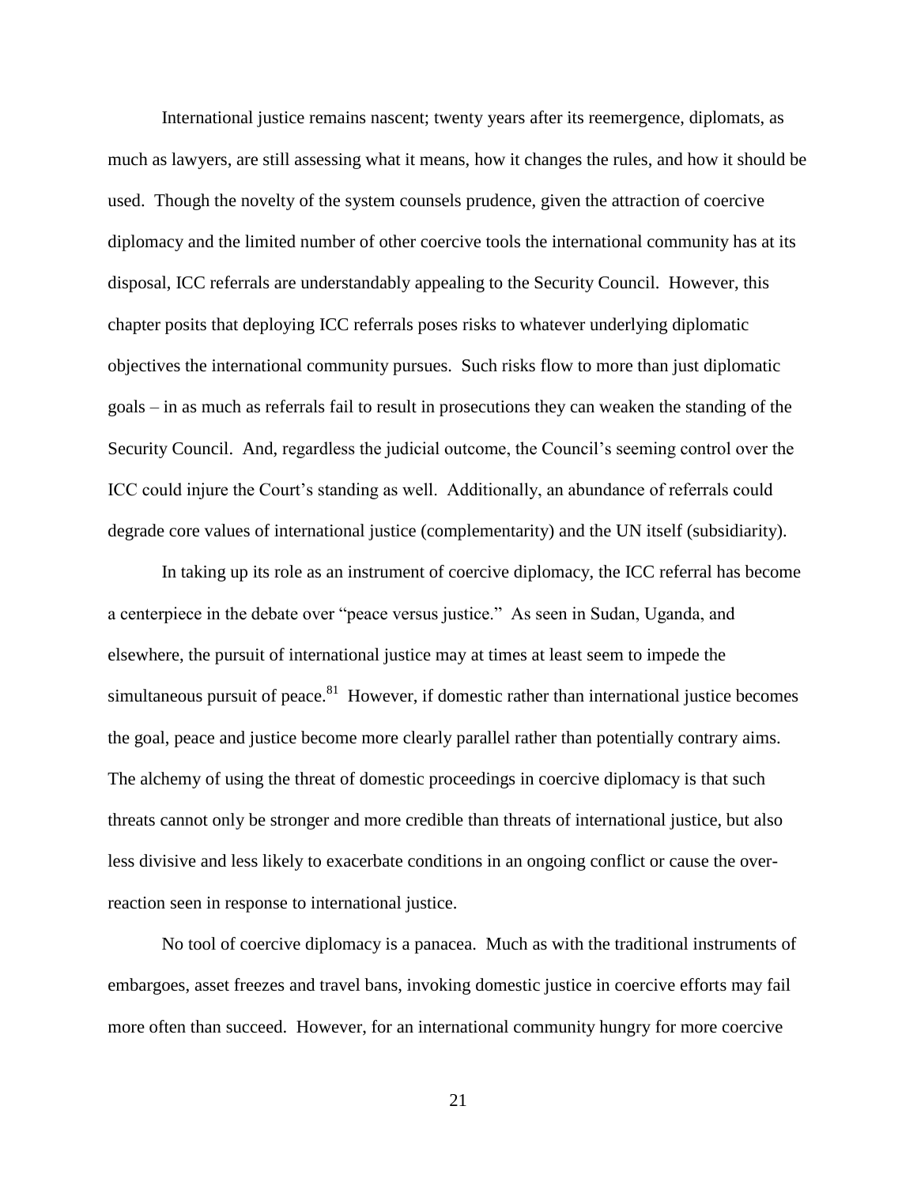International justice remains nascent; twenty years after its reemergence, diplomats, as much as lawyers, are still assessing what it means, how it changes the rules, and how it should be used. Though the novelty of the system counsels prudence, given the attraction of coercive diplomacy and the limited number of other coercive tools the international community has at its disposal, ICC referrals are understandably appealing to the Security Council. However, this chapter posits that deploying ICC referrals poses risks to whatever underlying diplomatic objectives the international community pursues. Such risks flow to more than just diplomatic goals – in as much as referrals fail to result in prosecutions they can weaken the standing of the Security Council. And, regardless the judicial outcome, the Council's seeming control over the ICC could injure the Court's standing as well. Additionally, an abundance of referrals could degrade core values of international justice (complementarity) and the UN itself (subsidiarity).

In taking up its role as an instrument of coercive diplomacy, the ICC referral has become a centerpiece in the debate over "peace versus justice." As seen in Sudan, Uganda, and elsewhere, the pursuit of international justice may at times at least seem to impede the simultaneous pursuit of peace.[81] However, if domestic rather than international justice becomes the goal, peace and justice become more clearly parallel rather than potentially contrary aims. The alchemy of using the threat of domestic proceedings in coercive diplomacy is that such threats cannot only be stronger and more credible than threats of international justice, but also less divisive and less likely to exacerbate conditions in an ongoing conflict or cause the over-reaction seen in response to international justice.

No tool of coercive diplomacy is a panacea. Much as with the traditional instruments of embargoes, asset freezes and travel bans, invoking domestic justice in coercive efforts may fail more often than succeed. However, for an international community hungry for more coercive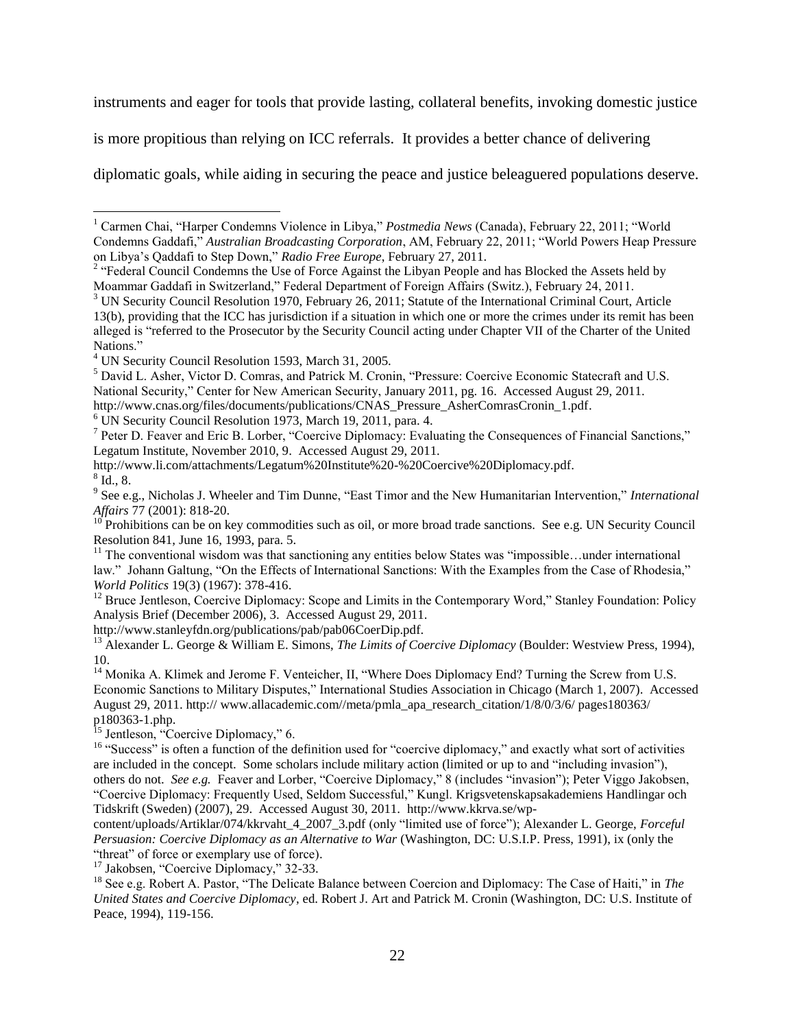instruments and eager for tools that provide lasting, collateral benefits, invoking domestic justice is more propitious than relying on ICC referrals. It provides a better chance of delivering diplomatic goals, while aiding in securing the peace and justice beleaguered populations deserve.

---

[1] Carmen Chai, "Harper Condemns Violence in Libya," *Postmedia News* (Canada), February 22, 2011; "World Condemns Gaddafi," *Australian Broadcasting Corporation*, AM, February 22, 2011; "World Powers Heap Pressure on Libya's Qaddafi to Step Down," *Radio Free Europe*, February 27, 2011.

[2] "Federal Council Condemns the Use of Force Against the Libyan People and has Blocked the Assets held by Moammar Gaddafi in Switzerland," Federal Department of Foreign Affairs (Switz.), February 24, 2011.

[3] UN Security Council Resolution 1970, February 26, 2011; Statute of the International Criminal Court, Article 13(b), providing that the ICC has jurisdiction if a situation in which one or more the crimes under its remit has been alleged is "referred to the Prosecutor by the Security Council acting under Chapter VII of the Charter of the United Nations."

[4] UN Security Council Resolution 1593, March 31, 2005.

[5] David L. Asher, Victor D. Comras, and Patrick M. Cronin, "Pressure: Coercive Economic Statecraft and U.S. National Security," Center for New American Security, January 2011, pg. 16. Accessed August 29, 2011. http://www.cnas.org/files/documents/publications/CNAS_Pressure_AsherComrasCronin_1.pdf.

[6] UN Security Council Resolution 1973, March 19, 2011, para. 4.

[7] Peter D. Feaver and Eric B. Lorber, "Coercive Diplomacy: Evaluating the Consequences of Financial Sanctions," Legatum Institute, November 2010, 9. Accessed August 29, 2011. http://www.li.com/attachments/Legatum%20Institute%20-%20Coercive%20Diplomacy.pdf.

[8] Id., 8.

[9] See e.g., Nicholas J. Wheeler and Tim Dunne, "East Timor and the New Humanitarian Intervention," *International Affairs* 77 (2001): 818-20.

[10] Prohibitions can be on key commodities such as oil, or more broad trade sanctions. See e.g. UN Security Council Resolution 841, June 16, 1993, para. 5.

[11] The conventional wisdom was that sanctioning any entities below States was "impossible…under international law." Johann Galtung, "On the Effects of International Sanctions: With the Examples from the Case of Rhodesia," *World Politics* 19(3) (1967): 378-416.

[12] Bruce Jentleson, Coercive Diplomacy: Scope and Limits in the Contemporary Word," Stanley Foundation: Policy Analysis Brief (December 2006), 3. Accessed August 29, 2011. http://www.stanleyfdn.org/publications/pab/pab06CoerDip.pdf.

[13] Alexander L. George & William E. Simons, *The Limits of Coercive Diplomacy* (Boulder: Westview Press, 1994), 10.

[14] Monika A. Klimek and Jerome F. Venteicher, II, "Where Does Diplomacy End? Turning the Screw from U.S. Economic Sanctions to Military Disputes," International Studies Association in Chicago (March 1, 2007). Accessed August 29, 2011. http:// www.allacademic.com//meta/pmla_apa_research_citation/1/8/0/3/6/ pages180363/ p180363-1.php.

[15] Jentleson, "Coercive Diplomacy," 6.

[16] "Success" is often a function of the definition used for "coercive diplomacy," and exactly what sort of activities are included in the concept. Some scholars include military action (limited or up to and "including invasion"), others do not. *See e.g.* Feaver and Lorber, "Coercive Diplomacy," 8 (includes "invasion"); Peter Viggo Jakobsen, "Coercive Diplomacy: Frequently Used, Seldom Successful," Kungl. Krigsvetenskapsakademiens Handlingar och Tidskrift (Sweden) (2007), 29. Accessed August 30, 2011. http://www.kkrva.se/wp-content/uploads/Artiklar/074/kkrvaht_4_2007_3.pdf (only "limited use of force"); Alexander L. George, *Forceful Persuasion: Coercive Diplomacy as an Alternative to War* (Washington, DC: U.S.I.P. Press, 1991), ix (only the "threat" of force or exemplary use of force).

[17] Jakobsen, "Coercive Diplomacy," 32-33.

[18] See e.g. Robert A. Pastor, "The Delicate Balance between Coercion and Diplomacy: The Case of Haiti," in *The United States and Coercive Diplomacy*, ed. Robert J. Art and Patrick M. Cronin (Washington, DC: U.S. Institute of Peace, 1994), 119-156.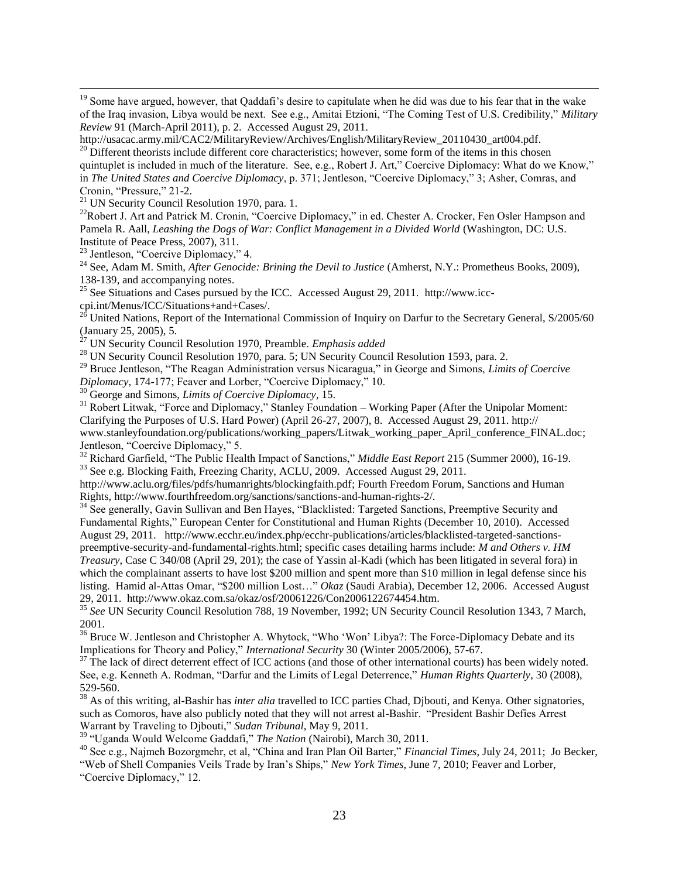[19] Some have argued, however, that Qaddafi's desire to capitulate when he did was due to his fear that in the wake of the Iraq invasion, Libya would be next. See e.g., Amitai Etzioni, "The Coming Test of U.S. Credibility," *Military Review* 91 (March-April 2011), p. 2. Accessed August 29, 2011. http://usacac.army.mil/CAC2/MilitaryReview/Archives/English/MilitaryReview_20110430_art004.pdf.

[20] Different theorists include different core characteristics; however, some form of the items in this chosen quintuplet is included in much of the literature. See, e.g., Robert J. Art," Coercive Diplomacy: What do we Know," in *The United States and Coercive Diplomacy*, p. 371; Jentleson, "Coercive Diplomacy," 3; Asher, Comras, and Cronin, "Pressure," 21-2.

[21] UN Security Council Resolution 1970, para. 1.

[22] Robert J. Art and Patrick M. Cronin, "Coercive Diplomacy," in ed. Chester A. Crocker, Fen Osler Hampson and Pamela R. Aall, *Leashing the Dogs of War: Conflict Management in a Divided World* (Washington, DC: U.S. Institute of Peace Press, 2007), 311.

[23] Jentleson, "Coercive Diplomacy," 4.

[24] See, Adam M. Smith, *After Genocide: Brining the Devil to Justice* (Amherst, N.Y.: Prometheus Books, 2009), 138-139, and accompanying notes.

[25] See Situations and Cases pursued by the ICC. Accessed August 29, 2011. http://www.icc-cpi.int/Menus/ICC/Situations+and+Cases/.

[26] United Nations, Report of the International Commission of Inquiry on Darfur to the Secretary General, S/2005/60 (January 25, 2005), 5.

[27] UN Security Council Resolution 1970, Preamble. *Emphasis added*

[28] UN Security Council Resolution 1970, para. 5; UN Security Council Resolution 1593, para. 2.

[29] Bruce Jentleson, "The Reagan Administration versus Nicaragua," in George and Simons, *Limits of Coercive Diplomacy*, 174-177; Feaver and Lorber, "Coercive Diplomacy," 10.

[30] George and Simons, *Limits of Coercive Diplomacy*, 15.

[31] Robert Litwak, "Force and Diplomacy," Stanley Foundation – Working Paper (After the Unipolar Moment: Clarifying the Purposes of U.S. Hard Power) (April 26-27, 2007), 8. Accessed August 29, 2011. http:// www.stanleyfoundation.org/publications/working_papers/Litwak_working_paper_April_conference_FINAL.doc; Jentleson, "Coercive Diplomacy," 5.

[32] Richard Garfield, "The Public Health Impact of Sanctions," *Middle East Report* 215 (Summer 2000), 16-19.

[33] See e.g. Blocking Faith, Freezing Charity, ACLU, 2009. Accessed August 29, 2011. http://www.aclu.org/files/pdfs/humanrights/blockingfaith.pdf; Fourth Freedom Forum, Sanctions and Human Rights, http://www.fourthfreedom.org/sanctions/sanctions-and-human-rights-2/.

[34] See generally, Gavin Sullivan and Ben Hayes, "Blacklisted: Targeted Sanctions, Preemptive Security and Fundamental Rights," European Center for Constitutional and Human Rights (December 10, 2010). Accessed August 29, 2011. http://www.ecchr.eu/index.php/ecchr-publications/articles/blacklisted-targeted-sanctions-preemptive-security-and-fundamental-rights.html; specific cases detailing harms include: *M and Others v. HM Treasury*, Case C 340/08 (April 29, 201); the case of Yassin al-Kadi (which has been litigated in several fora) in which the complainant asserts to have lost $200 million and spent more than $10 million in legal defense since his listing. Hamid al-Attas Omar, "$200 million Lost…" *Okaz* (Saudi Arabia), December 12, 2006. Accessed August 29, 2011. http://www.okaz.com.sa/okaz/osf/20061226/Con2006122674454.htm.

[35] *See* UN Security Council Resolution 788, 19 November, 1992; UN Security Council Resolution 1343, 7 March, 2001.

[36] Bruce W. Jentleson and Christopher A. Whytock, "Who 'Won' Libya?: The Force-Diplomacy Debate and its Implications for Theory and Policy," *International Security* 30 (Winter 2005/2006), 57-67.

[37] The lack of direct deterrent effect of ICC actions (and those of other international courts) has been widely noted. See, e.g. Kenneth A. Rodman, "Darfur and the Limits of Legal Deterrence," *Human Rights Quarterly*, 30 (2008), 529-560.

[38] As of this writing, al-Bashir has *inter alia* travelled to ICC parties Chad, Djbouti, and Kenya. Other signatories, such as Comoros, have also publicly noted that they will not arrest al-Bashir. "President Bashir Defies Arrest Warrant by Traveling to Djbouti," *Sudan Tribunal*, May 9, 2011.

[39] "Uganda Would Welcome Gaddafi," *The Nation* (Nairobi), March 30, 2011.

[40] See e.g., Najmeh Bozorgmehr, et al, "China and Iran Plan Oil Barter," *Financial Times*, July 24, 2011; Jo Becker, "Web of Shell Companies Veils Trade by Iran's Ships," *New York Times*, June 7, 2010; Feaver and Lorber, "Coercive Diplomacy," 12.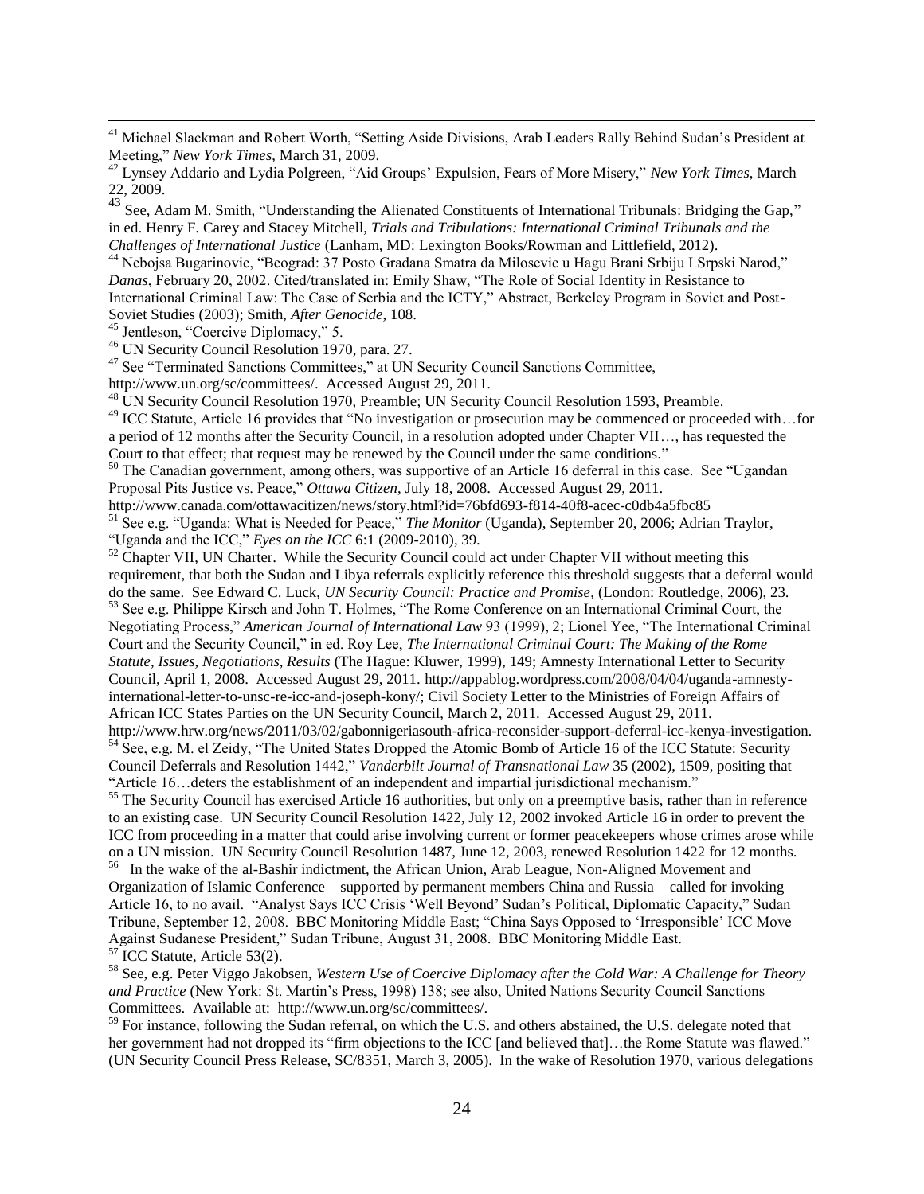[41] Michael Slackman and Robert Worth, "Setting Aside Divisions, Arab Leaders Rally Behind Sudan's President at Meeting," *New York Times*, March 31, 2009.

[42] Lynsey Addario and Lydia Polgreen, "Aid Groups' Expulsion, Fears of More Misery," *New York Times*, March 22, 2009.

[43] See, Adam M. Smith, "Understanding the Alienated Constituents of International Tribunals: Bridging the Gap," in ed. Henry F. Carey and Stacey Mitchell, *Trials and Tribulations: International Criminal Tribunals and the Challenges of International Justice* (Lanham, MD: Lexington Books/Rowman and Littlefield, 2012).

[44] Nebojsa Bugarinovic, "Beograd: 37 Posto Gradana Smatra da Milosevic u Hagu Brani Srbiju I Srpski Narod," *Danas*, February 20, 2002. Cited/translated in: Emily Shaw, "The Role of Social Identity in Resistance to International Criminal Law: The Case of Serbia and the ICTY," Abstract, Berkeley Program in Soviet and Post-Soviet Studies (2003); Smith, *After Genocide*, 108.

[45] Jentleson, "Coercive Diplomacy," 5.

[46] UN Security Council Resolution 1970, para. 27.

[47] See "Terminated Sanctions Committees," at UN Security Council Sanctions Committee, http://www.un.org/sc/committees/. Accessed August 29, 2011.

[48] UN Security Council Resolution 1970, Preamble; UN Security Council Resolution 1593, Preamble.

[49] ICC Statute, Article 16 provides that "No investigation or prosecution may be commenced or proceeded with…for a period of 12 months after the Security Council, in a resolution adopted under Chapter VII…, has requested the Court to that effect; that request may be renewed by the Council under the same conditions."

[50] The Canadian government, among others, was supportive of an Article 16 deferral in this case. See "Ugandan Proposal Pits Justice vs. Peace," *Ottawa Citizen*, July 18, 2008. Accessed August 29, 2011. http://www.canada.com/ottawacitizen/news/story.html?id=76bfd693-f814-40f8-acec-c0db4a5fbc85

[51] See e.g. "Uganda: What is Needed for Peace," *The Monitor* (Uganda), September 20, 2006; Adrian Traylor, "Uganda and the ICC," *Eyes on the ICC* 6:1 (2009-2010), 39.

[52] Chapter VII, UN Charter. While the Security Council could act under Chapter VII without meeting this requirement, that both the Sudan and Libya referrals explicitly reference this threshold suggests that a deferral would do the same. See Edward C. Luck, *UN Security Council: Practice and Promise*, (London: Routledge, 2006), 23.

[53] See e.g. Philippe Kirsch and John T. Holmes, "The Rome Conference on an International Criminal Court, the Negotiating Process," *American Journal of International Law* 93 (1999), 2; Lionel Yee, "The International Criminal Court and the Security Council," in ed. Roy Lee, *The International Criminal Court: The Making of the Rome Statute, Issues, Negotiations, Results* (The Hague: Kluwer, 1999), 149; Amnesty International Letter to Security Council, April 1, 2008. Accessed August 29, 2011. http://appablog.wordpress.com/2008/04/04/uganda-amnesty-international-letter-to-unsc-re-icc-and-joseph-kony/; Civil Society Letter to the Ministries of Foreign Affairs of African ICC States Parties on the UN Security Council, March 2, 2011. Accessed August 29, 2011. http://www.hrw.org/news/2011/03/02/gabonnigeriasouth-africa-reconsider-support-deferral-icc-kenya-investigation.

[54] See, e.g. M. el Zeidy, "The United States Dropped the Atomic Bomb of Article 16 of the ICC Statute: Security Council Deferrals and Resolution 1442," *Vanderbilt Journal of Transnational Law* 35 (2002), 1509, positing that "Article 16…deters the establishment of an independent and impartial jurisdictional mechanism."

[55] The Security Council has exercised Article 16 authorities, but only on a preemptive basis, rather than in reference to an existing case. UN Security Council Resolution 1422, July 12, 2002 invoked Article 16 in order to prevent the ICC from proceeding in a matter that could arise involving current or former peacekeepers whose crimes arose while on a UN mission. UN Security Council Resolution 1487, June 12, 2003, renewed Resolution 1422 for 12 months.

[56] In the wake of the al-Bashir indictment, the African Union, Arab League, Non-Aligned Movement and Organization of Islamic Conference – supported by permanent members China and Russia – called for invoking Article 16, to no avail. "Analyst Says ICC Crisis 'Well Beyond' Sudan's Political, Diplomatic Capacity," Sudan Tribune, September 12, 2008. BBC Monitoring Middle East; "China Says Opposed to 'Irresponsible' ICC Move Against Sudanese President," Sudan Tribune, August 31, 2008. BBC Monitoring Middle East.

[57] ICC Statute, Article 53(2).

[58] See, e.g. Peter Viggo Jakobsen, *Western Use of Coercive Diplomacy after the Cold War: A Challenge for Theory and Practice* (New York: St. Martin's Press, 1998) 138; see also, United Nations Security Council Sanctions Committees. Available at: http://www.un.org/sc/committees/.

[59] For instance, following the Sudan referral, on which the U.S. and others abstained, the U.S. delegate noted that her government had not dropped its "firm objections to the ICC [and believed that]…the Rome Statute was flawed." (UN Security Council Press Release, SC/8351, March 3, 2005). In the wake of Resolution 1970, various delegations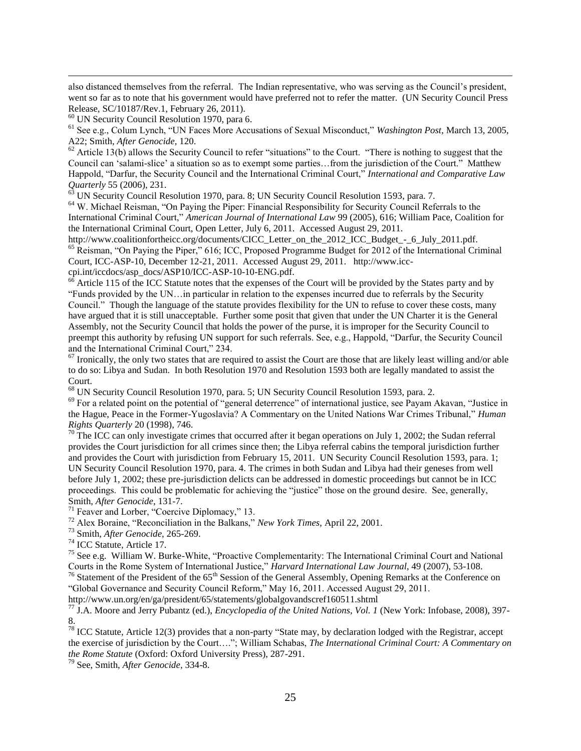also distanced themselves from the referral. The Indian representative, who was serving as the Council's president, went so far as to note that his government would have preferred not to refer the matter. (UN Security Council Press Release, SC/10187/Rev.1, February 26, 2011).

[60] UN Security Council Resolution 1970, para 6.

[61] See e.g., Colum Lynch, "UN Faces More Accusations of Sexual Misconduct," *Washington Post*, March 13, 2005, A22; Smith, *After Genocide*, 120.

[62] Article 13(b) allows the Security Council to refer "situations" to the Court. "There is nothing to suggest that the Council can 'salami-slice' a situation so as to exempt some parties…from the jurisdiction of the Court." Matthew Happold, "Darfur, the Security Council and the International Criminal Court," *International and Comparative Law Quarterly* 55 (2006), 231.

[63] UN Security Council Resolution 1970, para. 8; UN Security Council Resolution 1593, para. 7.

[64] W. Michael Reisman, "On Paying the Piper: Financial Responsibility for Security Council Referrals to the International Criminal Court," *American Journal of International Law* 99 (2005), 616; William Pace, Coalition for the International Criminal Court, Open Letter, July 6, 2011. Accessed August 29, 2011. http://www.coalitionfortheicc.org/documents/CICC_Letter_on_the_2012_ICC_Budget_-_6_July_2011.pdf.

[65] Reisman, "On Paying the Piper," 616; ICC, Proposed Programme Budget for 2012 of the International Criminal Court, ICC-ASP-10, December 12-21, 2011. Accessed August 29, 2011. http://www.icc-cpi.int/iccdocs/asp_docs/ASP10/ICC-ASP-10-10-ENG.pdf.

[66] Article 115 of the ICC Statute notes that the expenses of the Court will be provided by the States party and by "Funds provided by the UN…in particular in relation to the expenses incurred due to referrals by the Security Council." Though the language of the statute provides flexibility for the UN to refuse to cover these costs, many have argued that it is still unacceptable. Further some posit that given that under the UN Charter it is the General Assembly, not the Security Council that holds the power of the purse, it is improper for the Security Council to preempt this authority by refusing UN support for such referrals. See, e.g., Happold, "Darfur, the Security Council and the International Criminal Court," 234.

[67] Ironically, the only two states that are required to assist the Court are those that are likely least willing and/or able to do so: Libya and Sudan. In both Resolution 1970 and Resolution 1593 both are legally mandated to assist the Court.

[68] UN Security Council Resolution 1970, para. 5; UN Security Council Resolution 1593, para. 2.

[69] For a related point on the potential of "general deterrence" of international justice, see Payam Akavan, "Justice in the Hague, Peace in the Former-Yugoslavia? A Commentary on the United Nations War Crimes Tribunal," *Human Rights Quarterly* 20 (1998), 746.

[70] The ICC can only investigate crimes that occurred after it began operations on July 1, 2002; the Sudan referral provides the Court jurisdiction for all crimes since then; the Libya referral cabins the temporal jurisdiction further and provides the Court with jurisdiction from February 15, 2011. UN Security Council Resolution 1593, para. 1; UN Security Council Resolution 1970, para. 4. The crimes in both Sudan and Libya had their geneses from well before July 1, 2002; these pre-jurisdiction delicts can be addressed in domestic proceedings but cannot be in ICC proceedings. This could be problematic for achieving the "justice" those on the ground desire. See, generally, Smith, *After Genocide*, 131-7.

[71] Feaver and Lorber, "Coercive Diplomacy," 13.

[72] Alex Boraine, "Reconciliation in the Balkans," *New York Times*, April 22, 2001.

[73] Smith, *After Genocide*, 265-269.

[74] ICC Statute, Article 17.

[75] See e.g. William W. Burke-White, "Proactive Complementarity: The International Criminal Court and National Courts in the Rome System of International Justice," *Harvard International Law Journal*, 49 (2007), 53-108.

[76] Statement of the President of the 65th Session of the General Assembly, Opening Remarks at the Conference on "Global Governance and Security Council Reform," May 16, 2011. Accessed August 29, 2011. http://www.un.org/en/ga/president/65/statements/globalgovandscref160511.shtml

[77] J.A. Moore and Jerry Pubantz (ed.), *Encyclopedia of the United Nations, Vol. 1* (New York: Infobase, 2008), 397-8.

[78] ICC Statute, Article 12(3) provides that a non-party "State may, by declaration lodged with the Registrar, accept the exercise of jurisdiction by the Court…."; William Schabas, *The International Criminal Court: A Commentary on the Rome Statute* (Oxford: Oxford University Press), 287-291.

[79] See, Smith, *After Genocide*, 334-8.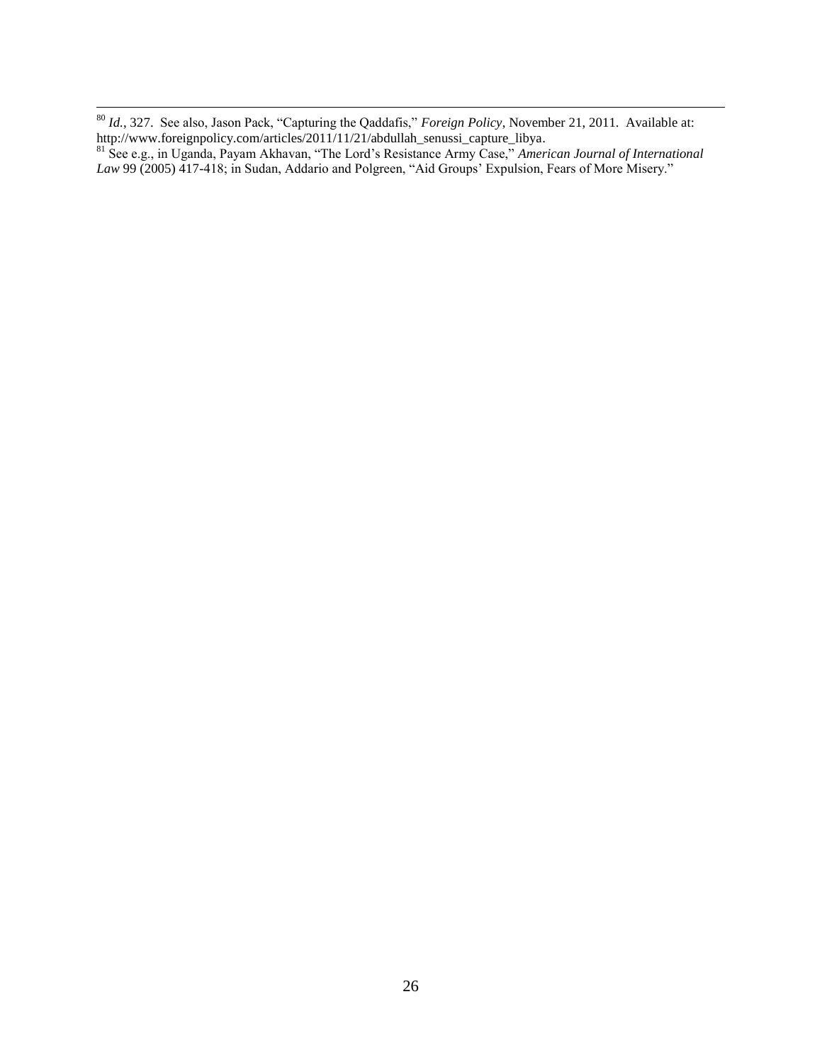[80] *Id.*, 327. See also, Jason Pack, "Capturing the Qaddafis," *Foreign Policy*, November 21, 2011. Available at: http://www.foreignpolicy.com/articles/2011/11/21/abdullah_senussi_capture_libya.

[81] See e.g., in Uganda, Payam Akhavan, "The Lord's Resistance Army Case," *American Journal of International Law* 99 (2005) 417-418; in Sudan, Addario and Polgreen, "Aid Groups' Expulsion, Fears of More Misery."